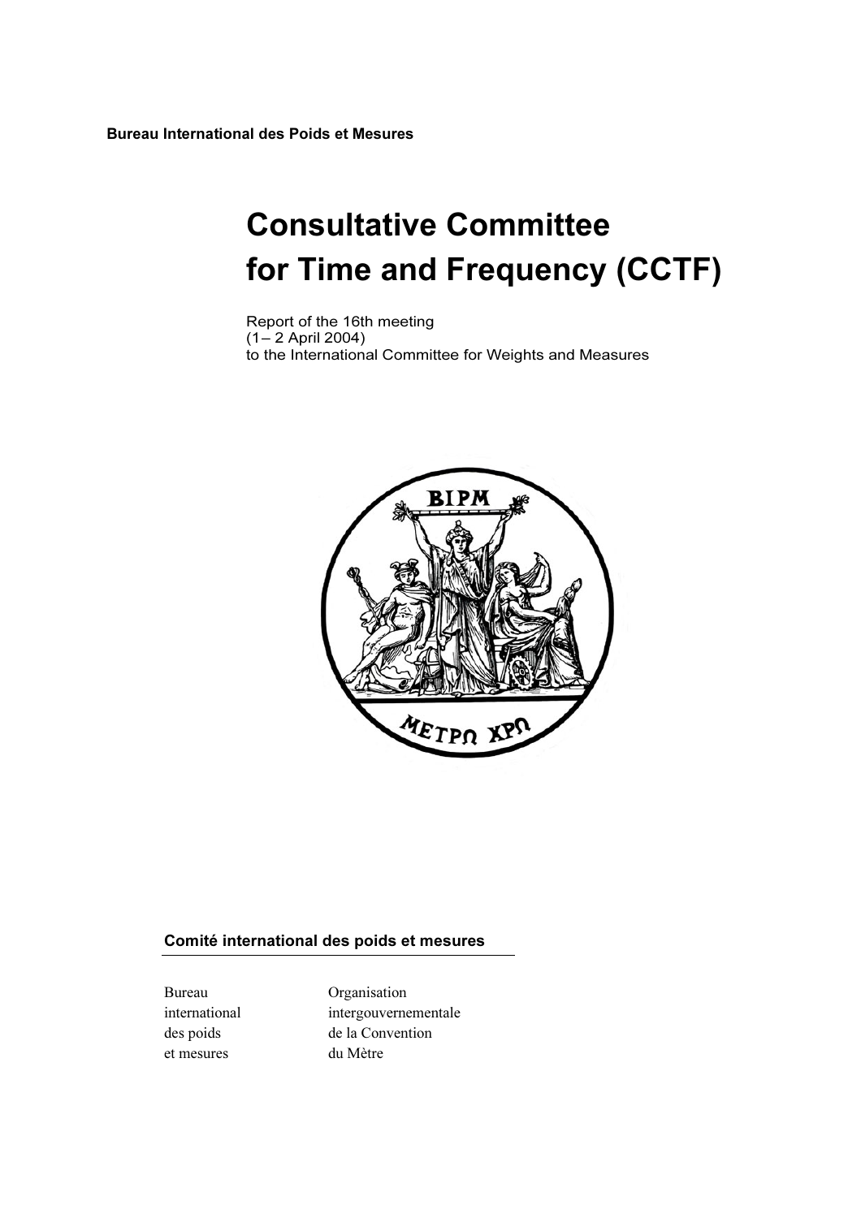**Bureau International des Poids et Mesures**

# Consultative Committee for Time and Frequency (CCTF)

Report of the 16th meeting
(1 – 2 April 2004)
to the International Committee for Weights and Measures

**Comité international des poids et mesures**

Bureau international des poids et mesures

Organisation intergouvernementale de la Convention du Mètre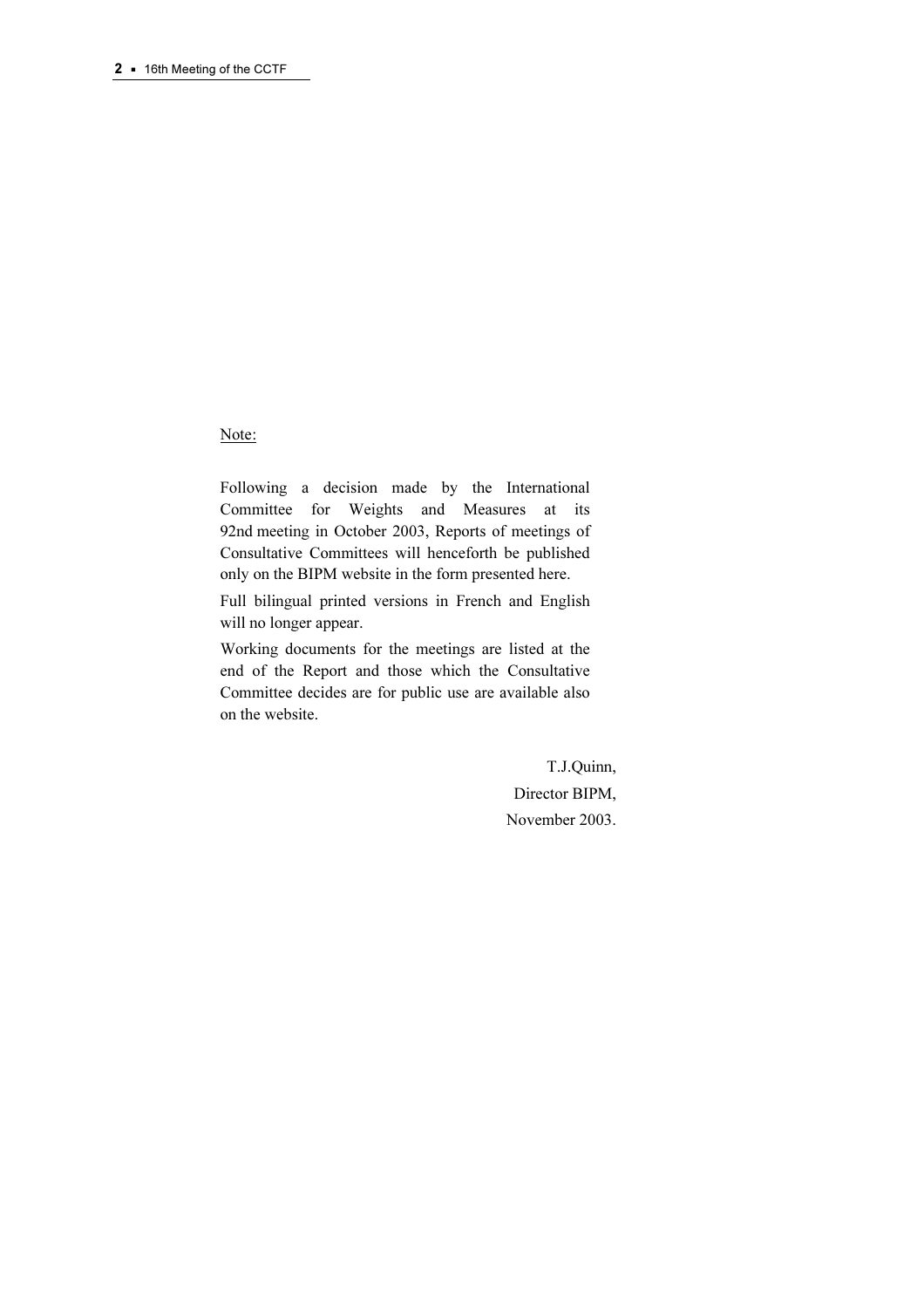Note:

Following a decision made by the International Committee for Weights and Measures at its 92nd meeting in October 2003, Reports of meetings of Consultative Committees will henceforth be published only on the BIPM website in the form presented here.

Full bilingual printed versions in French and English will no longer appear.

Working documents for the meetings are listed at the end of the Report and those which the Consultative Committee decides are for public use are available also on the website.

T.J.Quinn,
Director BIPM,
November 2003.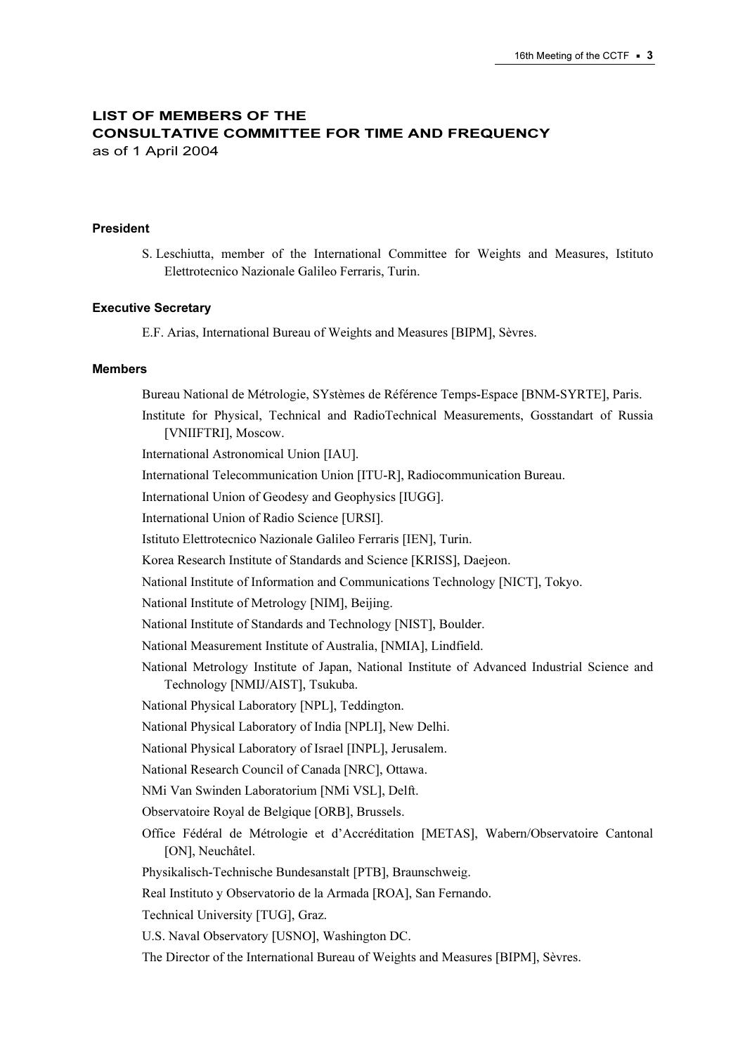# LIST OF MEMBERS OF THE CONSULTATIVE COMMITTEE FOR TIME AND FREQUENCY

as of 1 April 2004

### President

S. Leschiutta, member of the International Committee for Weights and Measures, Istituto Elettrotecnico Nazionale Galileo Ferraris, Turin.

### Executive Secretary

E.F. Arias, International Bureau of Weights and Measures [BIPM], Sèvres.

### Members

Bureau National de Métrologie, SYstèmes de Référence Temps-Espace [BNM-SYRTE], Paris.

Institute for Physical, Technical and RadioTechnical Measurements, Gosstandart of Russia [VNIIFTRI], Moscow.

International Astronomical Union [IAU].

International Telecommunication Union [ITU-R], Radiocommunication Bureau.

International Union of Geodesy and Geophysics [IUGG].

International Union of Radio Science [URSI].

Istituto Elettrotecnico Nazionale Galileo Ferraris [IEN], Turin.

Korea Research Institute of Standards and Science [KRISS], Daejeon.

National Institute of Information and Communications Technology [NICT], Tokyo.

National Institute of Metrology [NIM], Beijing.

National Institute of Standards and Technology [NIST], Boulder.

National Measurement Institute of Australia, [NMIA], Lindfield.

National Metrology Institute of Japan, National Institute of Advanced Industrial Science and Technology [NMIJ/AIST], Tsukuba.

National Physical Laboratory [NPL], Teddington.

National Physical Laboratory of India [NPLI], New Delhi.

National Physical Laboratory of Israel [INPL], Jerusalem.

National Research Council of Canada [NRC], Ottawa.

NMi Van Swinden Laboratorium [NMi VSL], Delft.

Observatoire Royal de Belgique [ORB], Brussels.

Office Fédéral de Métrologie et d'Accréditation [METAS], Wabern/Observatoire Cantonal [ON], Neuchâtel.

Physikalisch-Technische Bundesanstalt [PTB], Braunschweig.

Real Instituto y Observatorio de la Armada [ROA], San Fernando.

Technical University [TUG], Graz.

U.S. Naval Observatory [USNO], Washington DC.

The Director of the International Bureau of Weights and Measures [BIPM], Sèvres.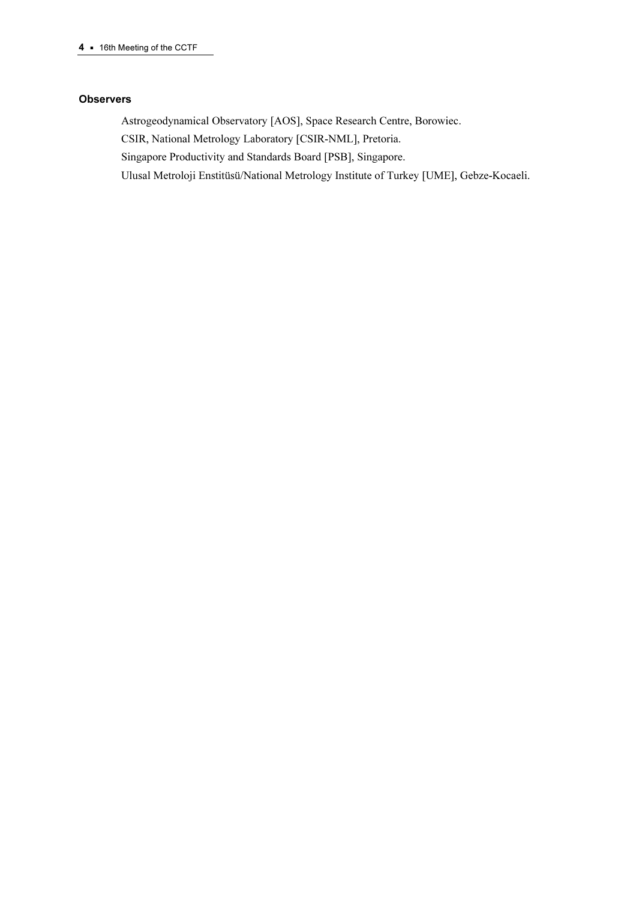**Observers**

Astrogeodynamical Observatory [AOS], Space Research Centre, Borowiec.

CSIR, National Metrology Laboratory [CSIR-NML], Pretoria.

Singapore Productivity and Standards Board [PSB], Singapore.

Ulusal Metroloji Enstitüsü/National Metrology Institute of Turkey [UME], Gebze-Kocaeli.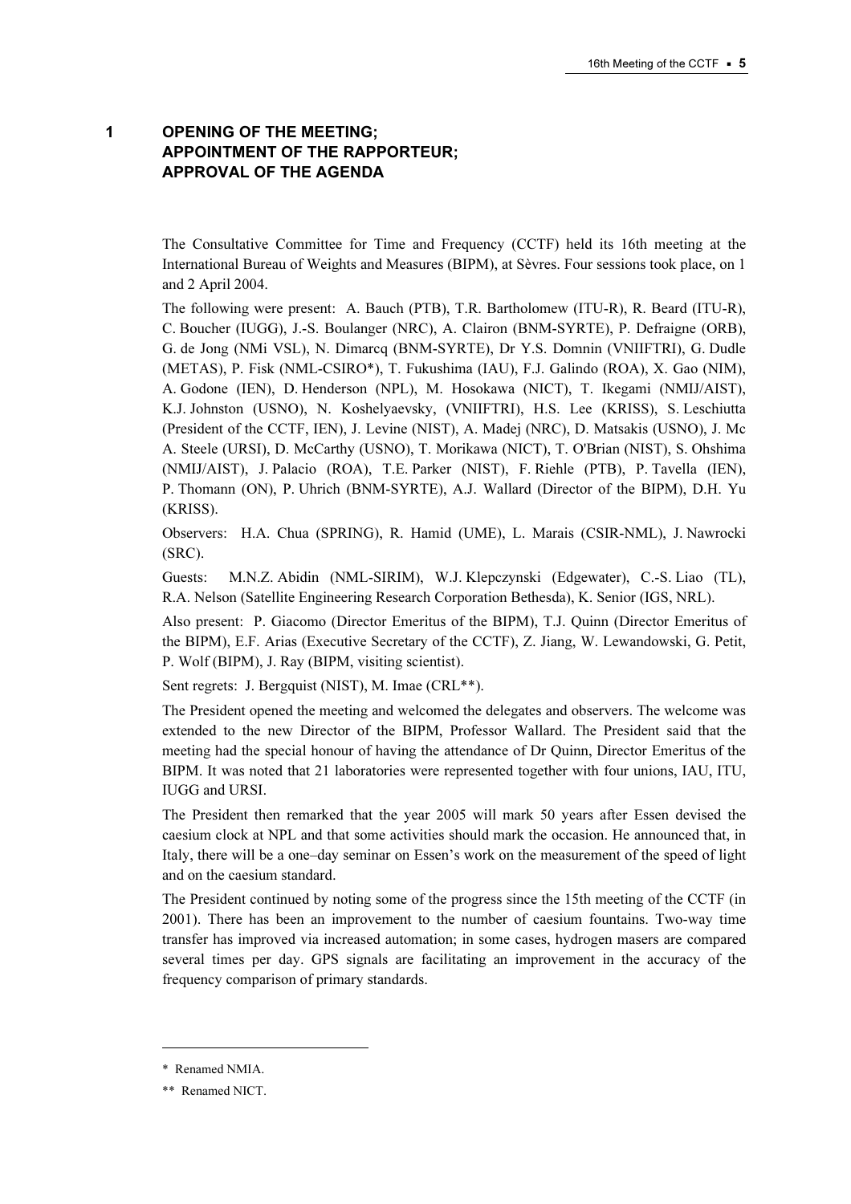# 1 OPENING OF THE MEETING; APPOINTMENT OF THE RAPPORTEUR; APPROVAL OF THE AGENDA

The Consultative Committee for Time and Frequency (CCTF) held its 16th meeting at the International Bureau of Weights and Measures (BIPM), at Sèvres. Four sessions took place, on 1 and 2 April 2004.

The following were present: A. Bauch (PTB), T.R. Bartholomew (ITU-R), R. Beard (ITU-R), C. Boucher (IUGG), J.-S. Boulanger (NRC), A. Clairon (BNM-SYRTE), P. Defraigne (ORB), G. de Jong (NMi VSL), N. Dimarcq (BNM-SYRTE), Dr Y.S. Domnin (VNIIFTRI), G. Dudle (METAS), P. Fisk (NML-CSIRO*), T. Fukushima (IAU), F.J. Galindo (ROA), X. Gao (NIM), A. Godone (IEN), D. Henderson (NPL), M. Hosokawa (NICT), T. Ikegami (NMIJ/AIST), K.J. Johnston (USNO), N. Koshelyaevsky, (VNIIFTRI), H.S. Lee (KRISS), S. Leschiutta (President of the CCTF, IEN), J. Levine (NIST), A. Madej (NRC), D. Matsakis (USNO), J. Mc A. Steele (URSI), D. McCarthy (USNO), T. Morikawa (NICT), T. O'Brian (NIST), S. Ohshima (NMIJ/AIST), J. Palacio (ROA), T.E. Parker (NIST), F. Riehle (PTB), P. Tavella (IEN), P. Thomann (ON), P. Uhrich (BNM-SYRTE), A.J. Wallard (Director of the BIPM), D.H. Yu (KRISS).

Observers: H.A. Chua (SPRING), R. Hamid (UME), L. Marais (CSIR-NML), J. Nawrocki (SRC).

Guests: M.N.Z. Abidin (NML-SIRIM), W.J. Klepczynski (Edgewater), C.-S. Liao (TL), R.A. Nelson (Satellite Engineering Research Corporation Bethesda), K. Senior (IGS, NRL).

Also present: P. Giacomo (Director Emeritus of the BIPM), T.J. Quinn (Director Emeritus of the BIPM), E.F. Arias (Executive Secretary of the CCTF), Z. Jiang, W. Lewandowski, G. Petit, P. Wolf (BIPM), J. Ray (BIPM, visiting scientist).

Sent regrets: J. Bergquist (NIST), M. Imae (CRL**).

The President opened the meeting and welcomed the delegates and observers. The welcome was extended to the new Director of the BIPM, Professor Wallard. The President said that the meeting had the special honour of having the attendance of Dr Quinn, Director Emeritus of the BIPM. It was noted that 21 laboratories were represented together with four unions, IAU, ITU, IUGG and URSI.

The President then remarked that the year 2005 will mark 50 years after Essen devised the caesium clock at NPL and that some activities should mark the occasion. He announced that, in Italy, there will be a one–day seminar on Essen's work on the measurement of the speed of light and on the caesium standard.

The President continued by noting some of the progress since the 15th meeting of the CCTF (in 2001). There has been an improvement to the number of caesium fountains. Two-way time transfer has improved via increased automation; in some cases, hydrogen masers are compared several times per day. GPS signals are facilitating an improvement in the accuracy of the frequency comparison of primary standards.

---

\* Renamed NMIA.

\*\* Renamed NICT.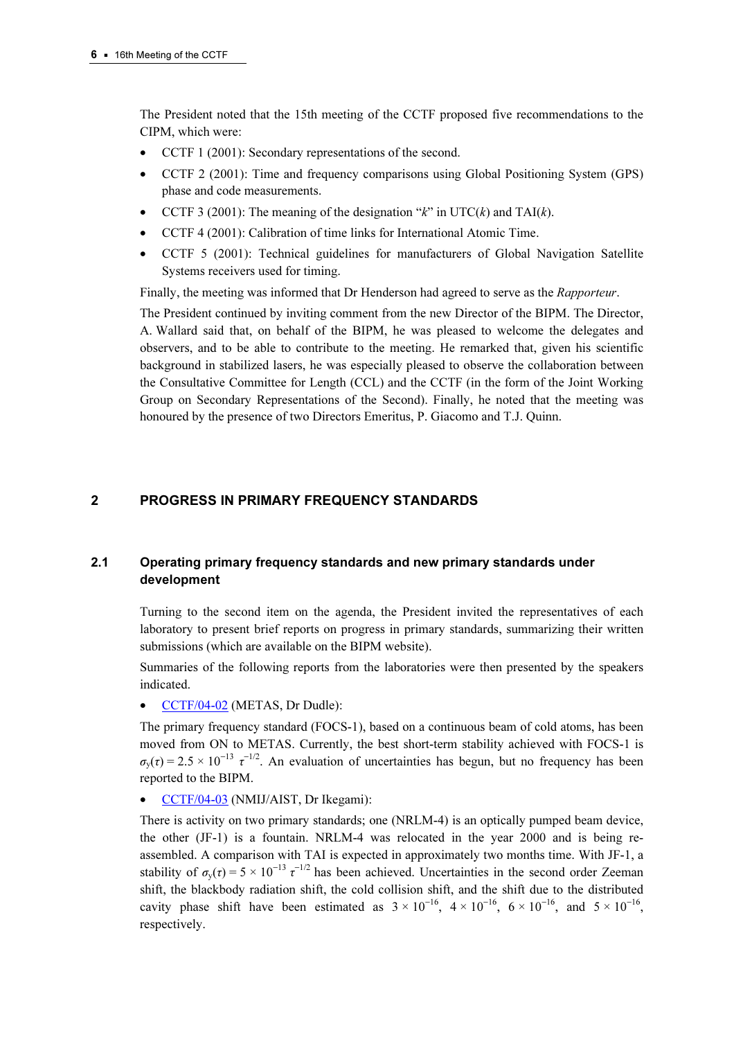The President noted that the 15th meeting of the CCTF proposed five recommendations to the CIPM, which were:

- CCTF 1 (2001): Secondary representations of the second.
- CCTF 2 (2001): Time and frequency comparisons using Global Positioning System (GPS) phase and code measurements.
- CCTF 3 (2001): The meaning of the designation "$k$" in UTC($k$) and TAI($k$).
- CCTF 4 (2001): Calibration of time links for International Atomic Time.
- CCTF 5 (2001): Technical guidelines for manufacturers of Global Navigation Satellite Systems receivers used for timing.

Finally, the meeting was informed that Dr Henderson had agreed to serve as the *Rapporteur*.

The President continued by inviting comment from the new Director of the BIPM. The Director, A. Wallard said that, on behalf of the BIPM, he was pleased to welcome the delegates and observers, and to be able to contribute to the meeting. He remarked that, given his scientific background in stabilized lasers, he was especially pleased to observe the collaboration between the Consultative Committee for Length (CCL) and the CCTF (in the form of the Joint Working Group on Secondary Representations of the Second). Finally, he noted that the meeting was honoured by the presence of two Directors Emeritus, P. Giacomo and T.J. Quinn.

## 2 PROGRESS IN PRIMARY FREQUENCY STANDARDS

### 2.1 Operating primary frequency standards and new primary standards under development

Turning to the second item on the agenda, the President invited the representatives of each laboratory to present brief reports on progress in primary standards, summarizing their written submissions (which are available on the BIPM website).

Summaries of the following reports from the laboratories were then presented by the speakers indicated.

- CCTF/04-02 (METAS, Dr Dudle):

The primary frequency standard (FOCS-1), based on a continuous beam of cold atoms, has been moved from ON to METAS. Currently, the best short-term stability achieved with FOCS-1 is $\sigma_y(\tau) = 2.5 \times 10^{-13}\ \tau^{-1/2}$. An evaluation of uncertainties has begun, but no frequency has been reported to the BIPM.

- CCTF/04-03 (NMIJ/AIST, Dr Ikegami):

There is activity on two primary standards; one (NRLM-4) is an optically pumped beam device, the other (JF-1) is a fountain. NRLM-4 was relocated in the year 2000 and is being re-assembled. A comparison with TAI is expected in approximately two months time. With JF-1, a stability of $\sigma_y(\tau) = 5 \times 10^{-13}\ \tau^{-1/2}$ has been achieved. Uncertainties in the second order Zeeman shift, the blackbody radiation shift, the cold collision shift, and the shift due to the distributed cavity phase shift have been estimated as $3 \times 10^{-16}$, $4 \times 10^{-16}$, $6 \times 10^{-16}$, and $5 \times 10^{-16}$, respectively.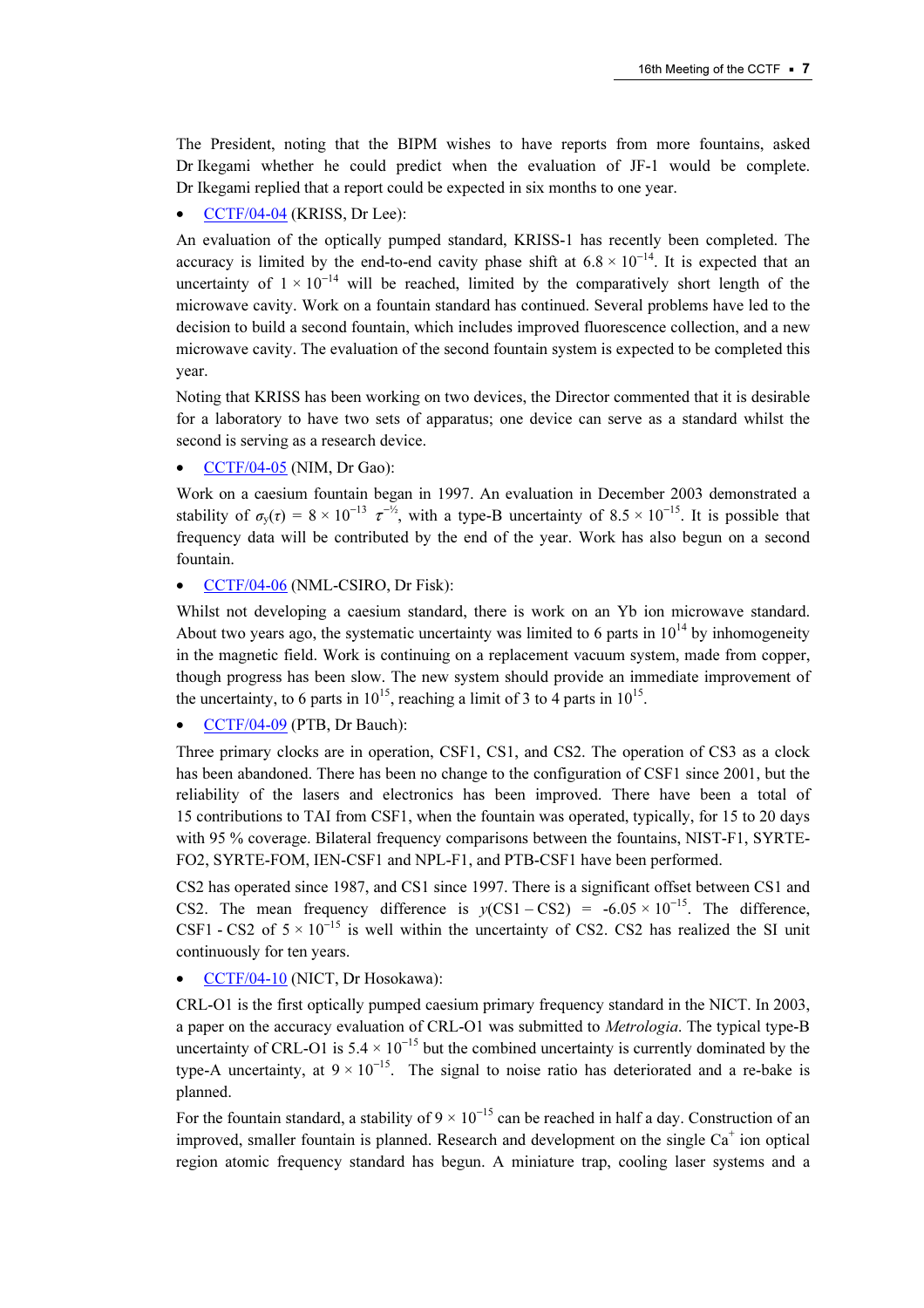The President, noting that the BIPM wishes to have reports from more fountains, asked Dr Ikegami whether he could predict when the evaluation of JF-1 would be complete. Dr Ikegami replied that a report could be expected in six months to one year.

- CCTF/04-04 (KRISS, Dr Lee):

An evaluation of the optically pumped standard, KRISS-1 has recently been completed. The accuracy is limited by the end-to-end cavity phase shift at $6.8 \times 10^{-14}$. It is expected that an uncertainty of $1 \times 10^{-14}$ will be reached, limited by the comparatively short length of the microwave cavity. Work on a fountain standard has continued. Several problems have led to the decision to build a second fountain, which includes improved fluorescence collection, and a new microwave cavity. The evaluation of the second fountain system is expected to be completed this year.

Noting that KRISS has been working on two devices, the Director commented that it is desirable for a laboratory to have two sets of apparatus; one device can serve as a standard whilst the second is serving as a research device.

- CCTF/04-05 (NIM, Dr Gao):

Work on a caesium fountain began in 1997. An evaluation in December 2003 demonstrated a stability of $\sigma_y(\tau) = 8 \times 10^{-13}\ \tau^{-½}$, with a type-B uncertainty of $8.5 \times 10^{-15}$. It is possible that frequency data will be contributed by the end of the year. Work has also begun on a second fountain.

- CCTF/04-06 (NML-CSIRO, Dr Fisk):

Whilst not developing a caesium standard, there is work on an Yb ion microwave standard. About two years ago, the systematic uncertainty was limited to 6 parts in $10^{14}$ by inhomogeneity in the magnetic field. Work is continuing on a replacement vacuum system, made from copper, though progress has been slow. The new system should provide an immediate improvement of the uncertainty, to 6 parts in $10^{15}$, reaching a limit of 3 to 4 parts in $10^{15}$.

- CCTF/04-09 (PTB, Dr Bauch):

Three primary clocks are in operation, CSF1, CS1, and CS2. The operation of CS3 as a clock has been abandoned. There has been no change to the configuration of CSF1 since 2001, but the reliability of the lasers and electronics has been improved. There have been a total of 15 contributions to TAI from CSF1, when the fountain was operated, typically, for 15 to 20 days with 95 % coverage. Bilateral frequency comparisons between the fountains, NIST-F1, SYRTE-FO2, SYRTE-FOM, IEN-CSF1 and NPL-F1, and PTB-CSF1 have been performed.

CS2 has operated since 1987, and CS1 since 1997. There is a significant offset between CS1 and CS2. The mean frequency difference is $y(\text{CS1} - \text{CS2}) = -6.05 \times 10^{-15}$. The difference, CSF1 - CS2 of $5 \times 10^{-15}$ is well within the uncertainty of CS2. CS2 has realized the SI unit continuously for ten years.

- CCTF/04-10 (NICT, Dr Hosokawa):

CRL-O1 is the first optically pumped caesium primary frequency standard in the NICT. In 2003, a paper on the accuracy evaluation of CRL-O1 was submitted to *Metrologia*. The typical type-B uncertainty of CRL-O1 is $5.4 \times 10^{-15}$ but the combined uncertainty is currently dominated by the type-A uncertainty, at $9 \times 10^{-15}$. The signal to noise ratio has deteriorated and a re-bake is planned.

For the fountain standard, a stability of $9 \times 10^{-15}$ can be reached in half a day. Construction of an improved, smaller fountain is planned. Research and development on the single $Ca^{+}$ ion optical region atomic frequency standard has begun. A miniature trap, cooling laser systems and a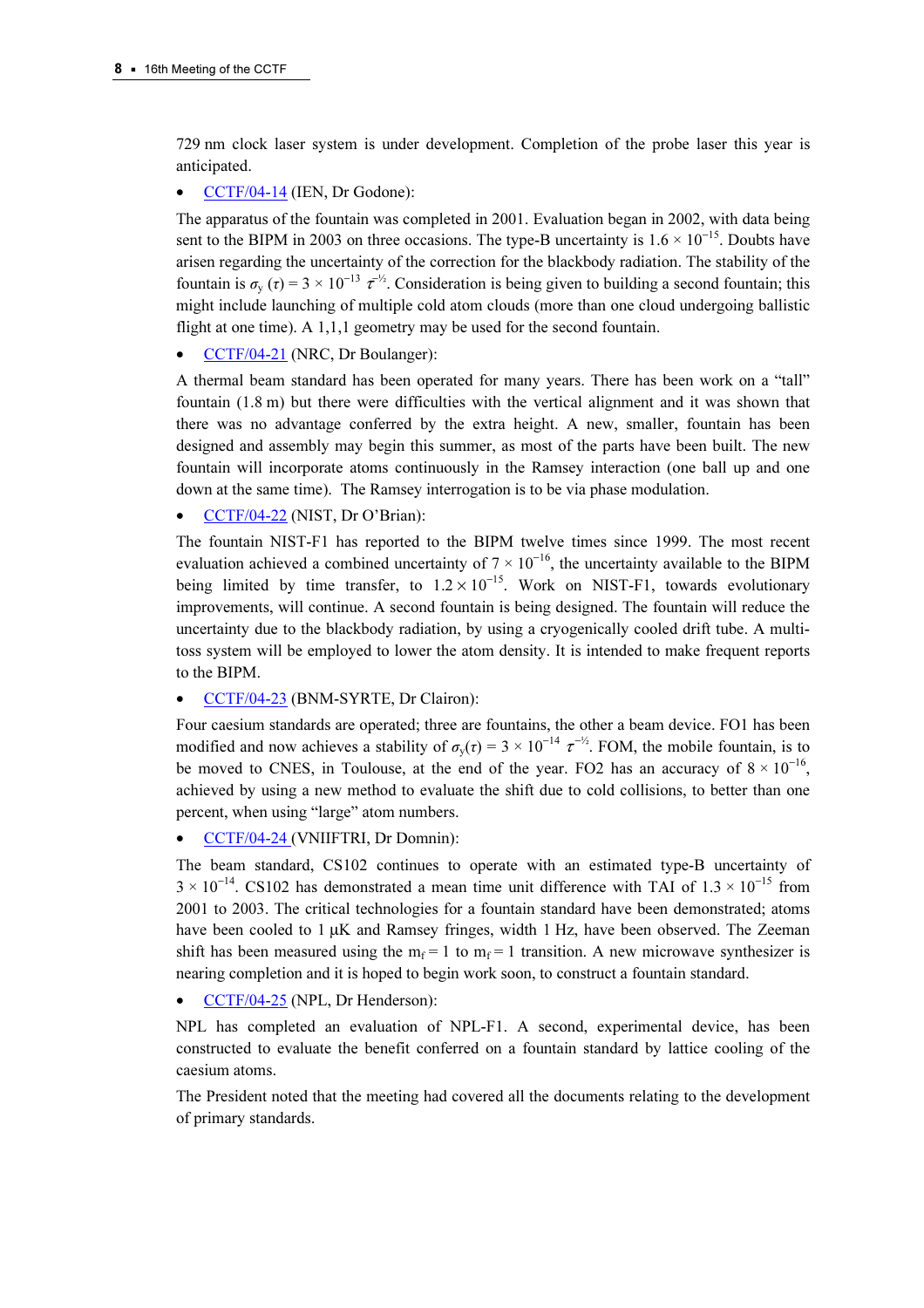729 nm clock laser system is under development. Completion of the probe laser this year is anticipated.

- CCTF/04-14 (IEN, Dr Godone):

The apparatus of the fountain was completed in 2001. Evaluation began in 2002, with data being sent to the BIPM in 2003 on three occasions. The type-B uncertainty is $1.6 \times 10^{-15}$. Doubts have arisen regarding the uncertainty of the correction for the blackbody radiation. The stability of the fountain is $\sigma_y(\tau) = 3 \times 10^{-13}\ \tau^{-½}$. Consideration is being given to building a second fountain; this might include launching of multiple cold atom clouds (more than one cloud undergoing ballistic flight at one time). A 1,1,1 geometry may be used for the second fountain.

- CCTF/04-21 (NRC, Dr Boulanger):

A thermal beam standard has been operated for many years. There has been work on a "tall" fountain (1.8 m) but there were difficulties with the vertical alignment and it was shown that there was no advantage conferred by the extra height. A new, smaller, fountain has been designed and assembly may begin this summer, as most of the parts have been built. The new fountain will incorporate atoms continuously in the Ramsey interaction (one ball up and one down at the same time). The Ramsey interrogation is to be via phase modulation.

- CCTF/04-22 (NIST, Dr O'Brian):

The fountain NIST-F1 has reported to the BIPM twelve times since 1999. The most recent evaluation achieved a combined uncertainty of $7 \times 10^{-16}$, the uncertainty available to the BIPM being limited by time transfer, to $1.2 \times 10^{-15}$. Work on NIST-F1, towards evolutionary improvements, will continue. A second fountain is being designed. The fountain will reduce the uncertainty due to the blackbody radiation, by using a cryogenically cooled drift tube. A multi-toss system will be employed to lower the atom density. It is intended to make frequent reports to the BIPM.

- CCTF/04-23 (BNM-SYRTE, Dr Clairon):

Four caesium standards are operated; three are fountains, the other a beam device. FO1 has been modified and now achieves a stability of $\sigma_y(\tau) = 3 \times 10^{-14}\ \tau^{-½}$. FOM, the mobile fountain, is to be moved to CNES, in Toulouse, at the end of the year. FO2 has an accuracy of $8 \times 10^{-16}$, achieved by using a new method to evaluate the shift due to cold collisions, to better than one percent, when using "large" atom numbers.

- CCTF/04-24 (VNIIFTRI, Dr Domnin):

The beam standard, CS102 continues to operate with an estimated type-B uncertainty of $3 \times 10^{-14}$. CS102 has demonstrated a mean time unit difference with TAI of $1.3 \times 10^{-15}$ from 2001 to 2003. The critical technologies for a fountain standard have been demonstrated; atoms have been cooled to 1 μK and Ramsey fringes, width 1 Hz, have been observed. The Zeeman shift has been measured using the $m_f = 1$ to $m_f = 1$ transition. A new microwave synthesizer is nearing completion and it is hoped to begin work soon, to construct a fountain standard.

- CCTF/04-25 (NPL, Dr Henderson):

NPL has completed an evaluation of NPL-F1. A second, experimental device, has been constructed to evaluate the benefit conferred on a fountain standard by lattice cooling of the caesium atoms.

The President noted that the meeting had covered all the documents relating to the development of primary standards.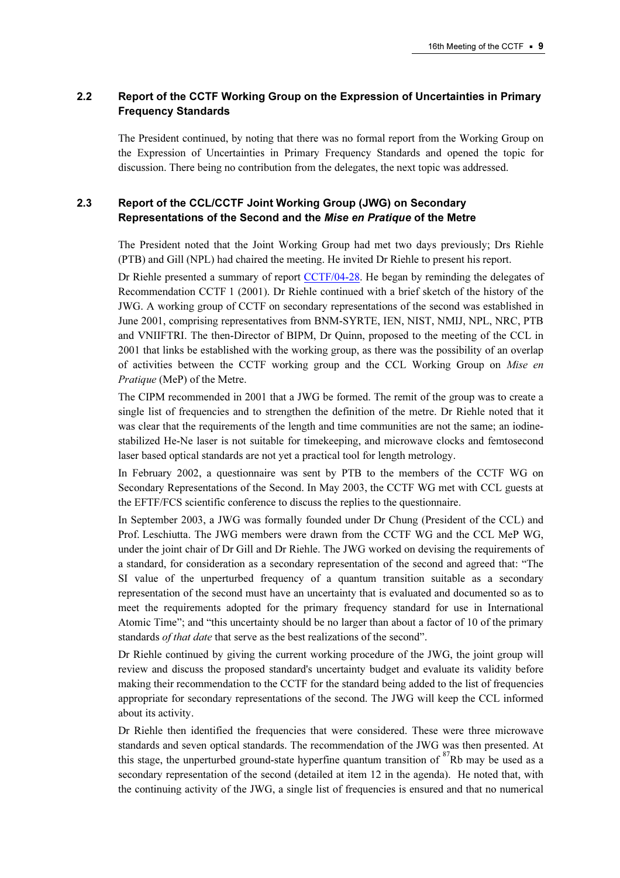## 2.2 Report of the CCTF Working Group on the Expression of Uncertainties in Primary Frequency Standards

The President continued, by noting that there was no formal report from the Working Group on the Expression of Uncertainties in Primary Frequency Standards and opened the topic for discussion. There being no contribution from the delegates, the next topic was addressed.

## 2.3 Report of the CCL/CCTF Joint Working Group (JWG) on Secondary Representations of the Second and the *Mise en Pratique* of the Metre

The President noted that the Joint Working Group had met two days previously; Drs Riehle (PTB) and Gill (NPL) had chaired the meeting. He invited Dr Riehle to present his report.

Dr Riehle presented a summary of report CCTF/04-28. He began by reminding the delegates of Recommendation CCTF 1 (2001). Dr Riehle continued with a brief sketch of the history of the JWG. A working group of CCTF on secondary representations of the second was established in June 2001, comprising representatives from BNM-SYRTE, IEN, NIST, NMIJ, NPL, NRC, PTB and VNIIFTRI. The then-Director of BIPM, Dr Quinn, proposed to the meeting of the CCL in 2001 that links be established with the working group, as there was the possibility of an overlap of activities between the CCTF working group and the CCL Working Group on *Mise en Pratique* (MeP) of the Metre.

The CIPM recommended in 2001 that a JWG be formed. The remit of the group was to create a single list of frequencies and to strengthen the definition of the metre. Dr Riehle noted that it was clear that the requirements of the length and time communities are not the same; an iodine-stabilized He-Ne laser is not suitable for timekeeping, and microwave clocks and femtosecond laser based optical standards are not yet a practical tool for length metrology.

In February 2002, a questionnaire was sent by PTB to the members of the CCTF WG on Secondary Representations of the Second. In May 2003, the CCTF WG met with CCL guests at the EFTF/FCS scientific conference to discuss the replies to the questionnaire.

In September 2003, a JWG was formally founded under Dr Chung (President of the CCL) and Prof. Leschiutta. The JWG members were drawn from the CCTF WG and the CCL MeP WG, under the joint chair of Dr Gill and Dr Riehle. The JWG worked on devising the requirements of a standard, for consideration as a secondary representation of the second and agreed that: "The SI value of the unperturbed frequency of a quantum transition suitable as a secondary representation of the second must have an uncertainty that is evaluated and documented so as to meet the requirements adopted for the primary frequency standard for use in International Atomic Time"; and "this uncertainty should be no larger than about a factor of 10 of the primary standards *of that date* that serve as the best realizations of the second".

Dr Riehle continued by giving the current working procedure of the JWG, the joint group will review and discuss the proposed standard's uncertainty budget and evaluate its validity before making their recommendation to the CCTF for the standard being added to the list of frequencies appropriate for secondary representations of the second. The JWG will keep the CCL informed about its activity.

Dr Riehle then identified the frequencies that were considered. These were three microwave standards and seven optical standards. The recommendation of the JWG was then presented. At this stage, the unperturbed ground-state hyperfine quantum transition of $^{87}$Rb may be used as a secondary representation of the second (detailed at item 12 in the agenda). He noted that, with the continuing activity of the JWG, a single list of frequencies is ensured and that no numerical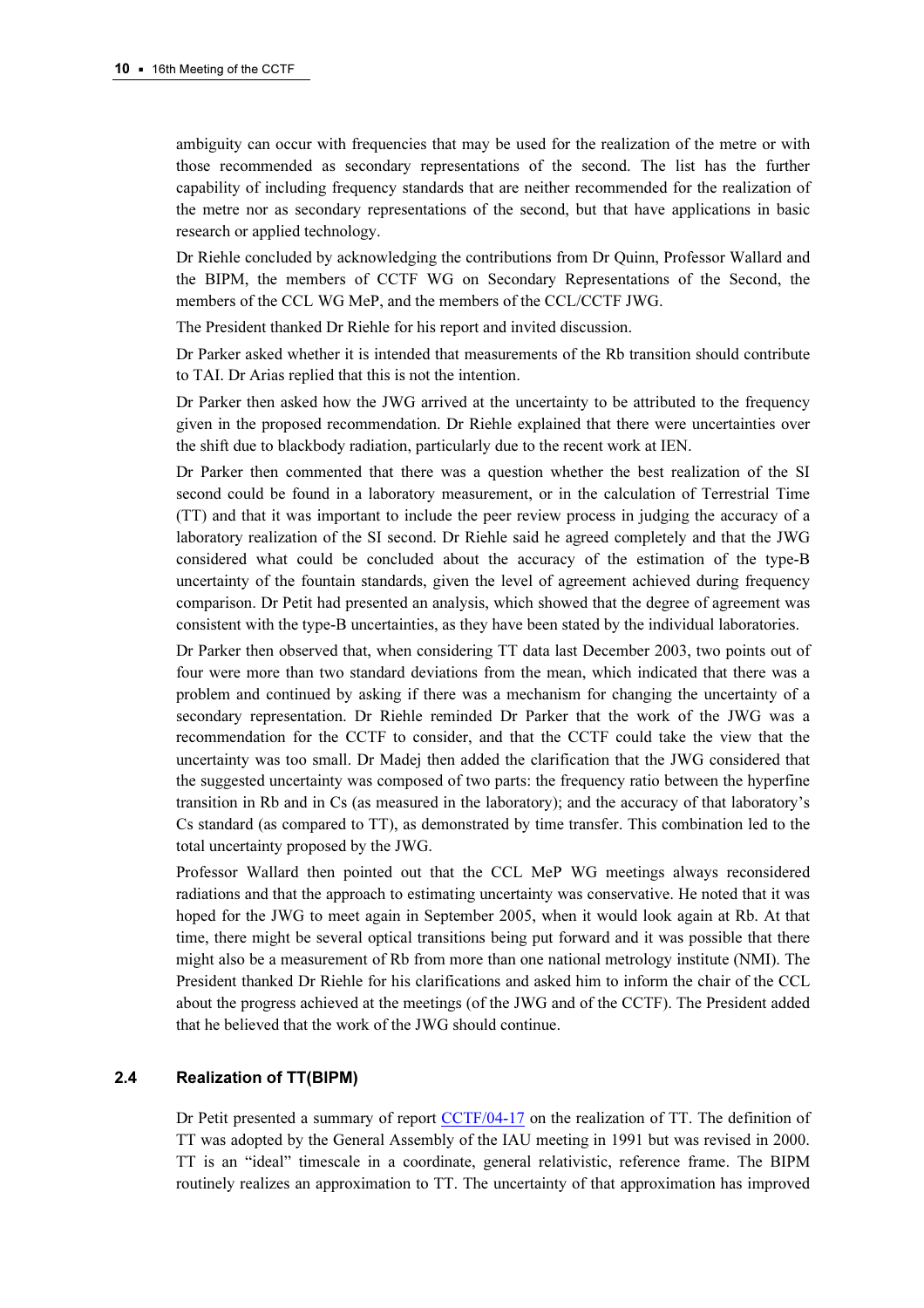ambiguity can occur with frequencies that may be used for the realization of the metre or with those recommended as secondary representations of the second. The list has the further capability of including frequency standards that are neither recommended for the realization of the metre nor as secondary representations of the second, but that have applications in basic research or applied technology.

Dr Riehle concluded by acknowledging the contributions from Dr Quinn, Professor Wallard and the BIPM, the members of CCTF WG on Secondary Representations of the Second, the members of the CCL WG MeP, and the members of the CCL/CCTF JWG.

The President thanked Dr Riehle for his report and invited discussion.

Dr Parker asked whether it is intended that measurements of the Rb transition should contribute to TAI. Dr Arias replied that this is not the intention.

Dr Parker then asked how the JWG arrived at the uncertainty to be attributed to the frequency given in the proposed recommendation. Dr Riehle explained that there were uncertainties over the shift due to blackbody radiation, particularly due to the recent work at IEN.

Dr Parker then commented that there was a question whether the best realization of the SI second could be found in a laboratory measurement, or in the calculation of Terrestrial Time (TT) and that it was important to include the peer review process in judging the accuracy of a laboratory realization of the SI second. Dr Riehle said he agreed completely and that the JWG considered what could be concluded about the accuracy of the estimation of the type-B uncertainty of the fountain standards, given the level of agreement achieved during frequency comparison. Dr Petit had presented an analysis, which showed that the degree of agreement was consistent with the type-B uncertainties, as they have been stated by the individual laboratories.

Dr Parker then observed that, when considering TT data last December 2003, two points out of four were more than two standard deviations from the mean, which indicated that there was a problem and continued by asking if there was a mechanism for changing the uncertainty of a secondary representation. Dr Riehle reminded Dr Parker that the work of the JWG was a recommendation for the CCTF to consider, and that the CCTF could take the view that the uncertainty was too small. Dr Madej then added the clarification that the JWG considered that the suggested uncertainty was composed of two parts: the frequency ratio between the hyperfine transition in Rb and in Cs (as measured in the laboratory); and the accuracy of that laboratory's Cs standard (as compared to TT), as demonstrated by time transfer. This combination led to the total uncertainty proposed by the JWG.

Professor Wallard then pointed out that the CCL MeP WG meetings always reconsidered radiations and that the approach to estimating uncertainty was conservative. He noted that it was hoped for the JWG to meet again in September 2005, when it would look again at Rb. At that time, there might be several optical transitions being put forward and it was possible that there might also be a measurement of Rb from more than one national metrology institute (NMI). The President thanked Dr Riehle for his clarifications and asked him to inform the chair of the CCL about the progress achieved at the meetings (of the JWG and of the CCTF). The President added that he believed that the work of the JWG should continue.

### 2.4 Realization of TT(BIPM)

Dr Petit presented a summary of report CCTF/04-17 on the realization of TT. The definition of TT was adopted by the General Assembly of the IAU meeting in 1991 but was revised in 2000. TT is an "ideal" timescale in a coordinate, general relativistic, reference frame. The BIPM routinely realizes an approximation to TT. The uncertainty of that approximation has improved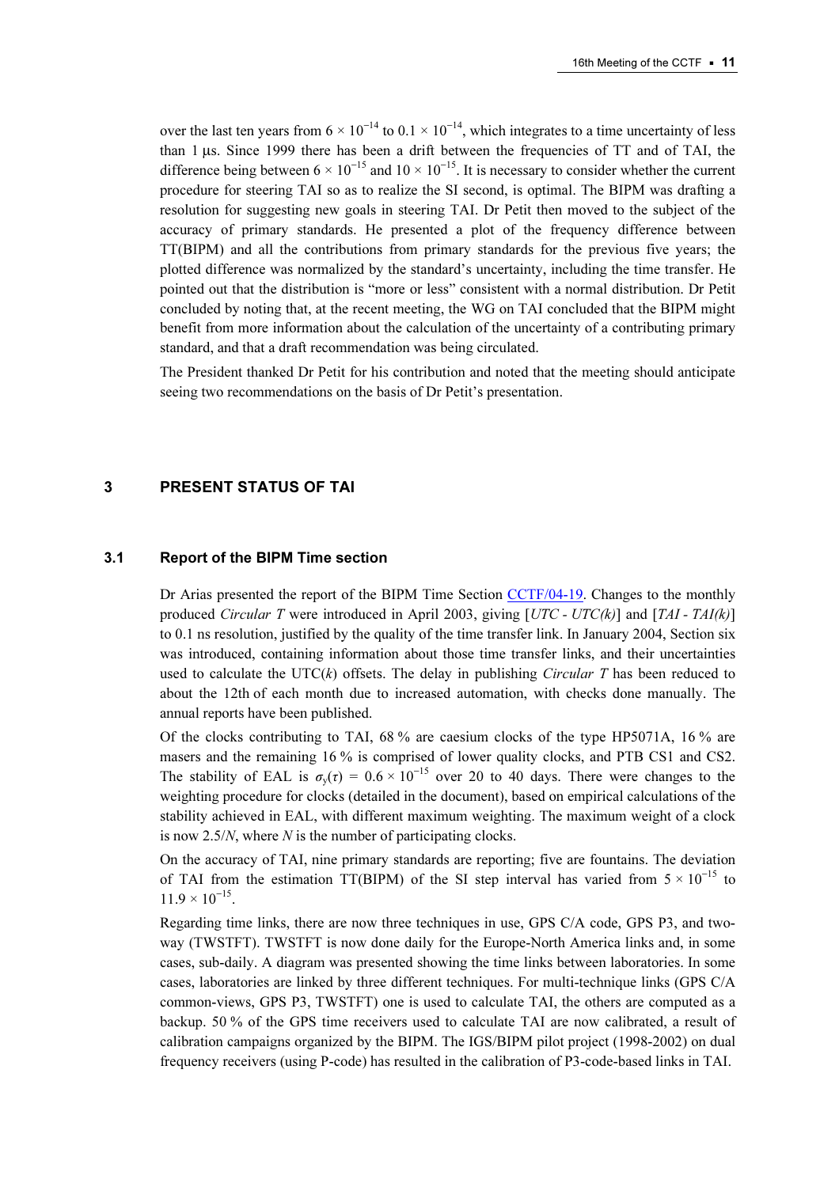over the last ten years from $6 \times 10^{-14}$ to $0.1 \times 10^{-14}$, which integrates to a time uncertainty of less than 1 µs. Since 1999 there has been a drift between the frequencies of TT and of TAI, the difference being between $6 \times 10^{-15}$ and $10 \times 10^{-15}$. It is necessary to consider whether the current procedure for steering TAI so as to realize the SI second, is optimal. The BIPM was drafting a resolution for suggesting new goals in steering TAI. Dr Petit then moved to the subject of the accuracy of primary standards. He presented a plot of the frequency difference between TT(BIPM) and all the contributions from primary standards for the previous five years; the plotted difference was normalized by the standard's uncertainty, including the time transfer. He pointed out that the distribution is "more or less" consistent with a normal distribution. Dr Petit concluded by noting that, at the recent meeting, the WG on TAI concluded that the BIPM might benefit from more information about the calculation of the uncertainty of a contributing primary standard, and that a draft recommendation was being circulated.

The President thanked Dr Petit for his contribution and noted that the meeting should anticipate seeing two recommendations on the basis of Dr Petit's presentation.

## 3 PRESENT STATUS OF TAI

### 3.1 Report of the BIPM Time section

Dr Arias presented the report of the BIPM Time Section CCTF/04-19. Changes to the monthly produced *Circular T* were introduced in April 2003, giving [*UTC - UTC(k)*] and [*TAI - TAI(k)*] to 0.1 ns resolution, justified by the quality of the time transfer link. In January 2004, Section six was introduced, containing information about those time transfer links, and their uncertainties used to calculate the UTC($k$) offsets. The delay in publishing *Circular T* has been reduced to about the 12th of each month due to increased automation, with checks done manually. The annual reports have been published.

Of the clocks contributing to TAI, 68 % are caesium clocks of the type HP5071A, 16 % are masers and the remaining 16 % is comprised of lower quality clocks, and PTB CS1 and CS2. The stability of EAL is $\sigma_y(\tau) = 0.6 \times 10^{-15}$ over 20 to 40 days. There were changes to the weighting procedure for clocks (detailed in the document), based on empirical calculations of the stability achieved in EAL, with different maximum weighting. The maximum weight of a clock is now $2.5/N$, where $N$ is the number of participating clocks.

On the accuracy of TAI, nine primary standards are reporting; five are fountains. The deviation of TAI from the estimation TT(BIPM) of the SI step interval has varied from $5 \times 10^{-15}$ to $11.9 \times 10^{-15}$.

Regarding time links, there are now three techniques in use, GPS C/A code, GPS P3, and two-way (TWSTFT). TWSTFT is now done daily for the Europe-North America links and, in some cases, sub-daily. A diagram was presented showing the time links between laboratories. In some cases, laboratories are linked by three different techniques. For multi-technique links (GPS C/A common-views, GPS P3, TWSTFT) one is used to calculate TAI, the others are computed as a backup. 50 % of the GPS time receivers used to calculate TAI are now calibrated, a result of calibration campaigns organized by the BIPM. The IGS/BIPM pilot project (1998-2002) on dual frequency receivers (using P-code) has resulted in the calibration of P3-code-based links in TAI.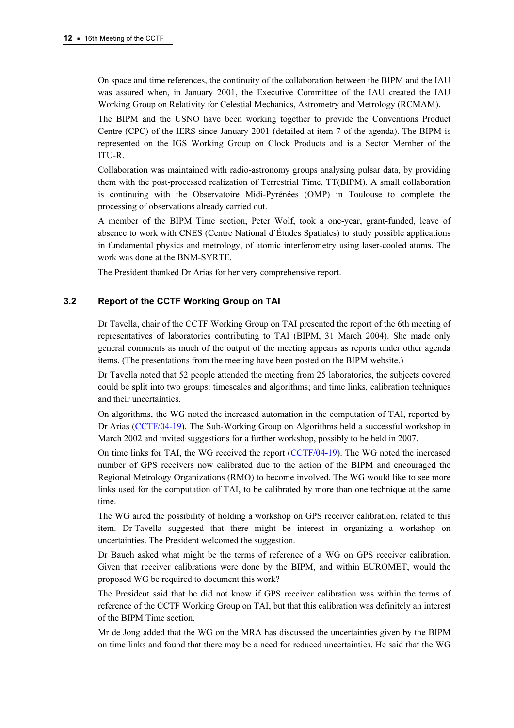On space and time references, the continuity of the collaboration between the BIPM and the IAU was assured when, in January 2001, the Executive Committee of the IAU created the IAU Working Group on Relativity for Celestial Mechanics, Astrometry and Metrology (RCMAM).

The BIPM and the USNO have been working together to provide the Conventions Product Centre (CPC) of the IERS since January 2001 (detailed at item 7 of the agenda). The BIPM is represented on the IGS Working Group on Clock Products and is a Sector Member of the ITU-R.

Collaboration was maintained with radio-astronomy groups analysing pulsar data, by providing them with the post-processed realization of Terrestrial Time, TT(BIPM). A small collaboration is continuing with the Observatoire Midi-Pyrénées (OMP) in Toulouse to complete the processing of observations already carried out.

A member of the BIPM Time section, Peter Wolf, took a one-year, grant-funded, leave of absence to work with CNES (Centre National d'Études Spatiales) to study possible applications in fundamental physics and metrology, of atomic interferometry using laser-cooled atoms. The work was done at the BNM-SYRTE.

The President thanked Dr Arias for her very comprehensive report.

### 3.2 Report of the CCTF Working Group on TAI

Dr Tavella, chair of the CCTF Working Group on TAI presented the report of the 6th meeting of representatives of laboratories contributing to TAI (BIPM, 31 March 2004). She made only general comments as much of the output of the meeting appears as reports under other agenda items. (The presentations from the meeting have been posted on the BIPM website.)

Dr Tavella noted that 52 people attended the meeting from 25 laboratories, the subjects covered could be split into two groups: timescales and algorithms; and time links, calibration techniques and their uncertainties.

On algorithms, the WG noted the increased automation in the computation of TAI, reported by Dr Arias (CCTF/04-19). The Sub-Working Group on Algorithms held a successful workshop in March 2002 and invited suggestions for a further workshop, possibly to be held in 2007.

On time links for TAI, the WG received the report (CCTF/04-19). The WG noted the increased number of GPS receivers now calibrated due to the action of the BIPM and encouraged the Regional Metrology Organizations (RMO) to become involved. The WG would like to see more links used for the computation of TAI, to be calibrated by more than one technique at the same time.

The WG aired the possibility of holding a workshop on GPS receiver calibration, related to this item. Dr Tavella suggested that there might be interest in organizing a workshop on uncertainties. The President welcomed the suggestion.

Dr Bauch asked what might be the terms of reference of a WG on GPS receiver calibration. Given that receiver calibrations were done by the BIPM, and within EUROMET, would the proposed WG be required to document this work?

The President said that he did not know if GPS receiver calibration was within the terms of reference of the CCTF Working Group on TAI, but that this calibration was definitely an interest of the BIPM Time section.

Mr de Jong added that the WG on the MRA has discussed the uncertainties given by the BIPM on time links and found that there may be a need for reduced uncertainties. He said that the WG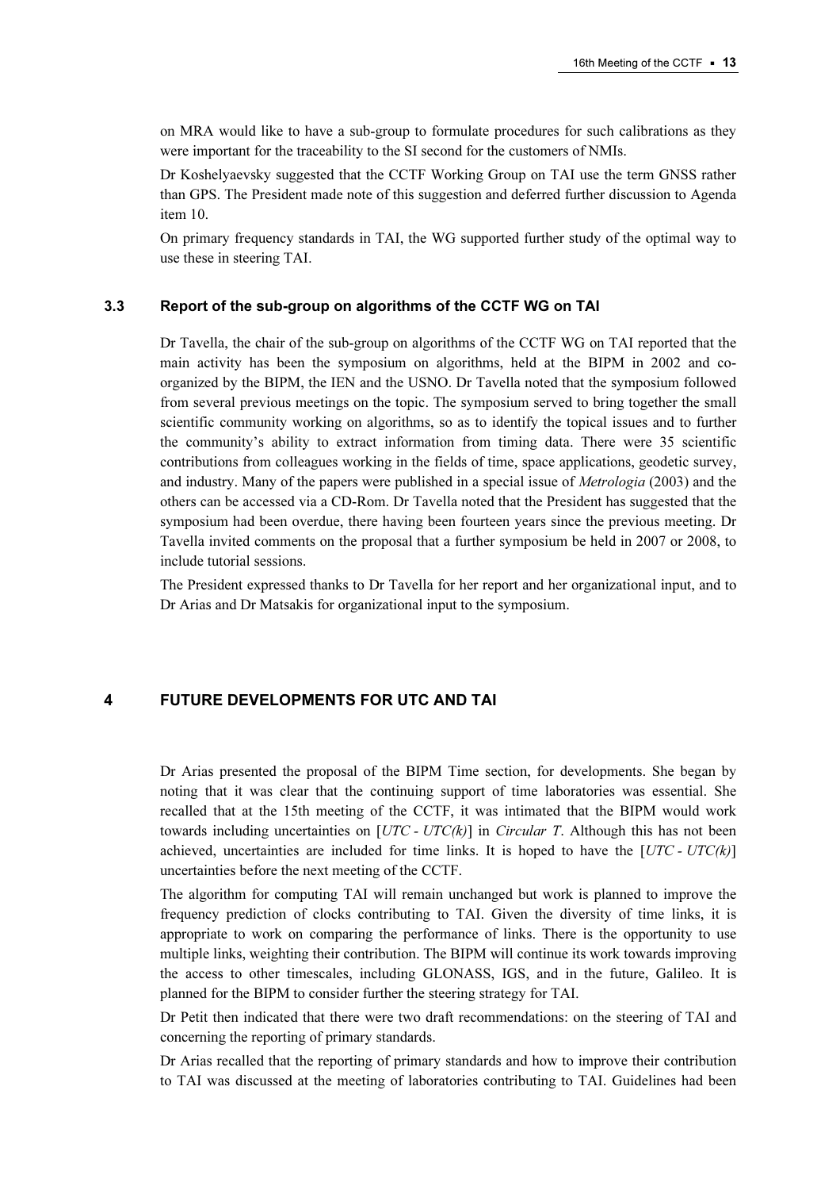on MRA would like to have a sub-group to formulate procedures for such calibrations as they were important for the traceability to the SI second for the customers of NMIs.

Dr Koshelyaevsky suggested that the CCTF Working Group on TAI use the term GNSS rather than GPS. The President made note of this suggestion and deferred further discussion to Agenda item 10.

On primary frequency standards in TAI, the WG supported further study of the optimal way to use these in steering TAI.

### 3.3 Report of the sub-group on algorithms of the CCTF WG on TAI

Dr Tavella, the chair of the sub-group on algorithms of the CCTF WG on TAI reported that the main activity has been the symposium on algorithms, held at the BIPM in 2002 and co-organized by the BIPM, the IEN and the USNO. Dr Tavella noted that the symposium followed from several previous meetings on the topic. The symposium served to bring together the small scientific community working on algorithms, so as to identify the topical issues and to further the community's ability to extract information from timing data. There were 35 scientific contributions from colleagues working in the fields of time, space applications, geodetic survey, and industry. Many of the papers were published in a special issue of *Metrologia* (2003) and the others can be accessed via a CD-Rom. Dr Tavella noted that the President has suggested that the symposium had been overdue, there having been fourteen years since the previous meeting. Dr Tavella invited comments on the proposal that a further symposium be held in 2007 or 2008, to include tutorial sessions.

The President expressed thanks to Dr Tavella for her report and her organizational input, and to Dr Arias and Dr Matsakis for organizational input to the symposium.

## 4 FUTURE DEVELOPMENTS FOR UTC AND TAI

Dr Arias presented the proposal of the BIPM Time section, for developments. She began by noting that it was clear that the continuing support of time laboratories was essential. She recalled that at the 15th meeting of the CCTF, it was intimated that the BIPM would work towards including uncertainties on [*UTC - UTC(k)*] in *Circular T*. Although this has not been achieved, uncertainties are included for time links. It is hoped to have the [*UTC - UTC(k)*] uncertainties before the next meeting of the CCTF.

The algorithm for computing TAI will remain unchanged but work is planned to improve the frequency prediction of clocks contributing to TAI. Given the diversity of time links, it is appropriate to work on comparing the performance of links. There is the opportunity to use multiple links, weighting their contribution. The BIPM will continue its work towards improving the access to other timescales, including GLONASS, IGS, and in the future, Galileo. It is planned for the BIPM to consider further the steering strategy for TAI.

Dr Petit then indicated that there were two draft recommendations: on the steering of TAI and concerning the reporting of primary standards.

Dr Arias recalled that the reporting of primary standards and how to improve their contribution to TAI was discussed at the meeting of laboratories contributing to TAI. Guidelines had been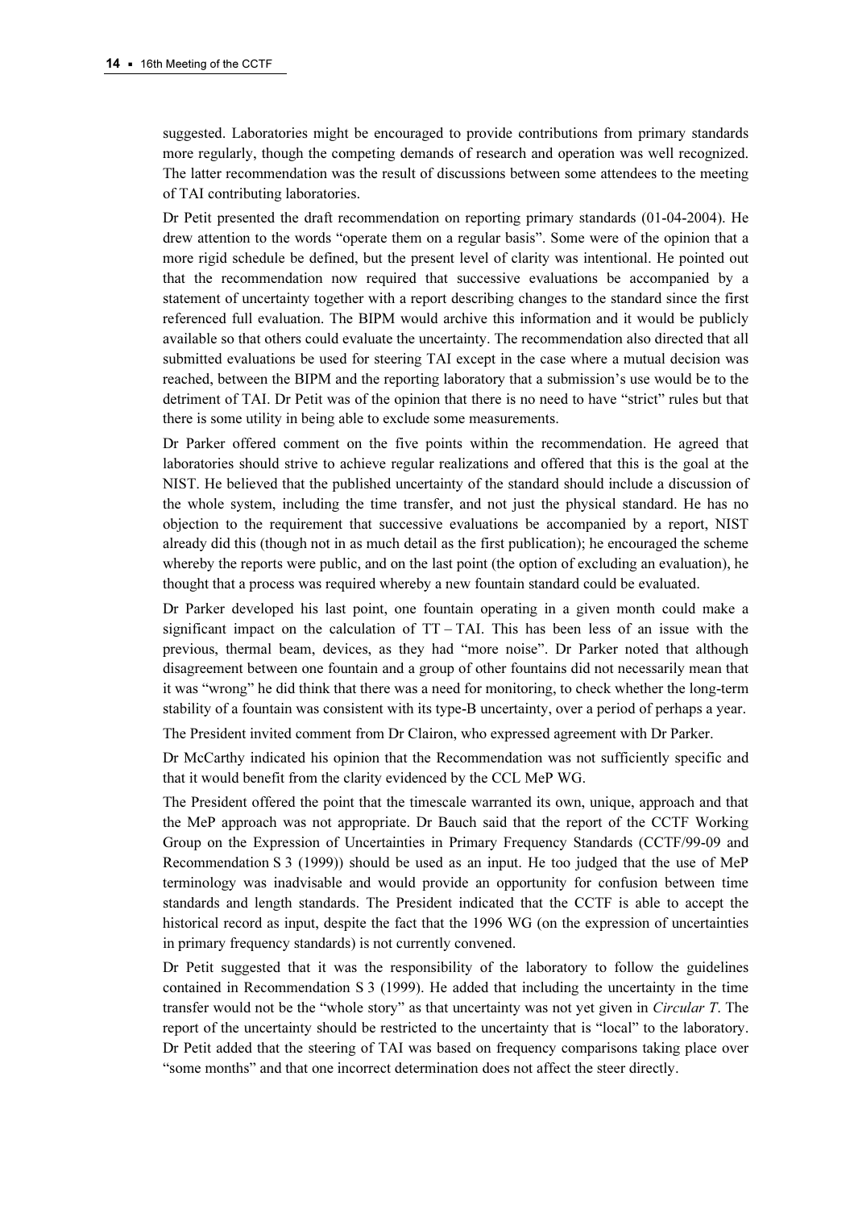suggested. Laboratories might be encouraged to provide contributions from primary standards more regularly, though the competing demands of research and operation was well recognized. The latter recommendation was the result of discussions between some attendees to the meeting of TAI contributing laboratories.

Dr Petit presented the draft recommendation on reporting primary standards (01-04-2004). He drew attention to the words "operate them on a regular basis". Some were of the opinion that a more rigid schedule be defined, but the present level of clarity was intentional. He pointed out that the recommendation now required that successive evaluations be accompanied by a statement of uncertainty together with a report describing changes to the standard since the first referenced full evaluation. The BIPM would archive this information and it would be publicly available so that others could evaluate the uncertainty. The recommendation also directed that all submitted evaluations be used for steering TAI except in the case where a mutual decision was reached, between the BIPM and the reporting laboratory that a submission's use would be to the detriment of TAI. Dr Petit was of the opinion that there is no need to have "strict" rules but that there is some utility in being able to exclude some measurements.

Dr Parker offered comment on the five points within the recommendation. He agreed that laboratories should strive to achieve regular realizations and offered that this is the goal at the NIST. He believed that the published uncertainty of the standard should include a discussion of the whole system, including the time transfer, and not just the physical standard. He has no objection to the requirement that successive evaluations be accompanied by a report, NIST already did this (though not in as much detail as the first publication); he encouraged the scheme whereby the reports were public, and on the last point (the option of excluding an evaluation), he thought that a process was required whereby a new fountain standard could be evaluated.

Dr Parker developed his last point, one fountain operating in a given month could make a significant impact on the calculation of TT – TAI. This has been less of an issue with the previous, thermal beam, devices, as they had "more noise". Dr Parker noted that although disagreement between one fountain and a group of other fountains did not necessarily mean that it was "wrong" he did think that there was a need for monitoring, to check whether the long-term stability of a fountain was consistent with its type-B uncertainty, over a period of perhaps a year.

The President invited comment from Dr Clairon, who expressed agreement with Dr Parker.

Dr McCarthy indicated his opinion that the Recommendation was not sufficiently specific and that it would benefit from the clarity evidenced by the CCL MeP WG.

The President offered the point that the timescale warranted its own, unique, approach and that the MeP approach was not appropriate. Dr Bauch said that the report of the CCTF Working Group on the Expression of Uncertainties in Primary Frequency Standards (CCTF/99-09 and Recommendation S 3 (1999)) should be used as an input. He too judged that the use of MeP terminology was inadvisable and would provide an opportunity for confusion between time standards and length standards. The President indicated that the CCTF is able to accept the historical record as input, despite the fact that the 1996 WG (on the expression of uncertainties in primary frequency standards) is not currently convened.

Dr Petit suggested that it was the responsibility of the laboratory to follow the guidelines contained in Recommendation S 3 (1999). He added that including the uncertainty in the time transfer would not be the "whole story" as that uncertainty was not yet given in *Circular T*. The report of the uncertainty should be restricted to the uncertainty that is "local" to the laboratory. Dr Petit added that the steering of TAI was based on frequency comparisons taking place over "some months" and that one incorrect determination does not affect the steer directly.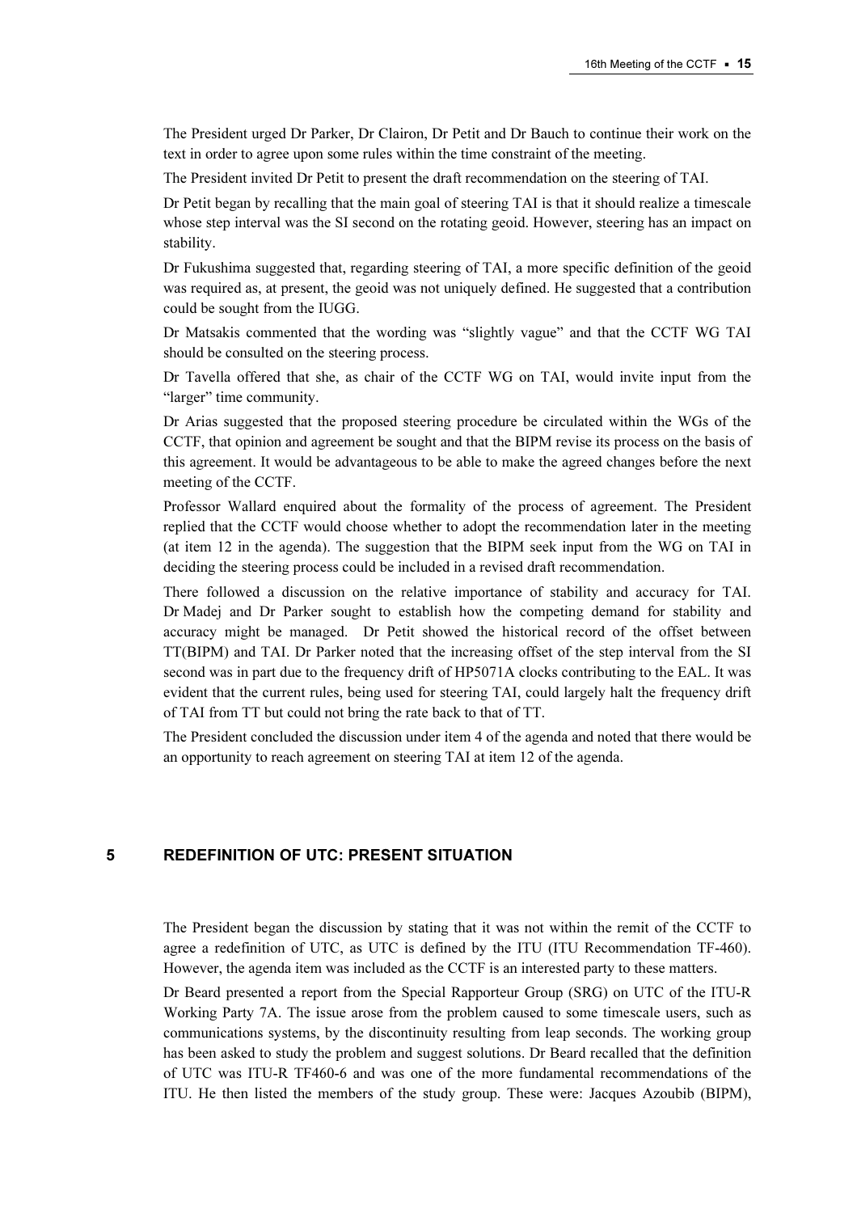The President urged Dr Parker, Dr Clairon, Dr Petit and Dr Bauch to continue their work on the text in order to agree upon some rules within the time constraint of the meeting.

The President invited Dr Petit to present the draft recommendation on the steering of TAI.

Dr Petit began by recalling that the main goal of steering TAI is that it should realize a timescale whose step interval was the SI second on the rotating geoid. However, steering has an impact on stability.

Dr Fukushima suggested that, regarding steering of TAI, a more specific definition of the geoid was required as, at present, the geoid was not uniquely defined. He suggested that a contribution could be sought from the IUGG.

Dr Matsakis commented that the wording was "slightly vague" and that the CCTF WG TAI should be consulted on the steering process.

Dr Tavella offered that she, as chair of the CCTF WG on TAI, would invite input from the "larger" time community.

Dr Arias suggested that the proposed steering procedure be circulated within the WGs of the CCTF, that opinion and agreement be sought and that the BIPM revise its process on the basis of this agreement. It would be advantageous to be able to make the agreed changes before the next meeting of the CCTF.

Professor Wallard enquired about the formality of the process of agreement. The President replied that the CCTF would choose whether to adopt the recommendation later in the meeting (at item 12 in the agenda). The suggestion that the BIPM seek input from the WG on TAI in deciding the steering process could be included in a revised draft recommendation.

There followed a discussion on the relative importance of stability and accuracy for TAI. Dr Madej and Dr Parker sought to establish how the competing demand for stability and accuracy might be managed. Dr Petit showed the historical record of the offset between TT(BIPM) and TAI. Dr Parker noted that the increasing offset of the step interval from the SI second was in part due to the frequency drift of HP5071A clocks contributing to the EAL. It was evident that the current rules, being used for steering TAI, could largely halt the frequency drift of TAI from TT but could not bring the rate back to that of TT.

The President concluded the discussion under item 4 of the agenda and noted that there would be an opportunity to reach agreement on steering TAI at item 12 of the agenda.

## 5 REDEFINITION OF UTC: PRESENT SITUATION

The President began the discussion by stating that it was not within the remit of the CCTF to agree a redefinition of UTC, as UTC is defined by the ITU (ITU Recommendation TF-460). However, the agenda item was included as the CCTF is an interested party to these matters.

Dr Beard presented a report from the Special Rapporteur Group (SRG) on UTC of the ITU-R Working Party 7A. The issue arose from the problem caused to some timescale users, such as communications systems, by the discontinuity resulting from leap seconds. The working group has been asked to study the problem and suggest solutions. Dr Beard recalled that the definition of UTC was ITU-R TF460-6 and was one of the more fundamental recommendations of the ITU. He then listed the members of the study group. These were: Jacques Azoubib (BIPM),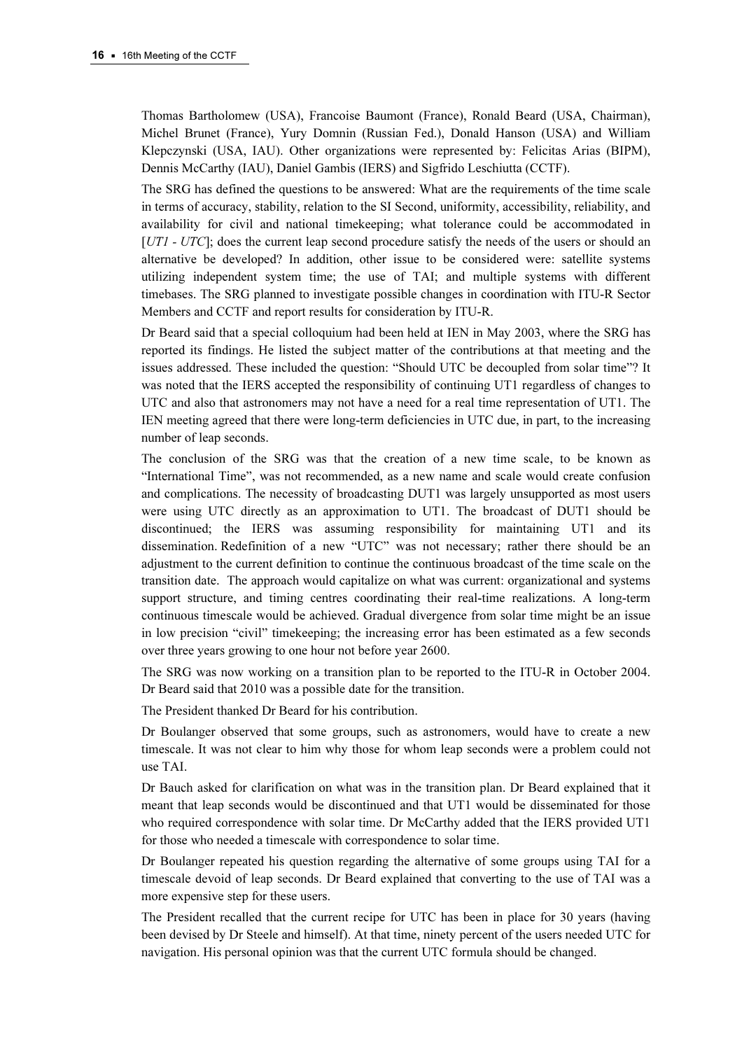Thomas Bartholomew (USA), Francoise Baumont (France), Ronald Beard (USA, Chairman), Michel Brunet (France), Yury Domnin (Russian Fed.), Donald Hanson (USA) and William Klepczynski (USA, IAU). Other organizations were represented by: Felicitas Arias (BIPM), Dennis McCarthy (IAU), Daniel Gambis (IERS) and Sigfrido Leschiutta (CCTF).

The SRG has defined the questions to be answered: What are the requirements of the time scale in terms of accuracy, stability, relation to the SI Second, uniformity, accessibility, reliability, and availability for civil and national timekeeping; what tolerance could be accommodated in [*UT1 - UTC*]; does the current leap second procedure satisfy the needs of the users or should an alternative be developed? In addition, other issue to be considered were: satellite systems utilizing independent system time; the use of TAI; and multiple systems with different timebases. The SRG planned to investigate possible changes in coordination with ITU-R Sector Members and CCTF and report results for consideration by ITU-R.

Dr Beard said that a special colloquium had been held at IEN in May 2003, where the SRG has reported its findings. He listed the subject matter of the contributions at that meeting and the issues addressed. These included the question: "Should UTC be decoupled from solar time"? It was noted that the IERS accepted the responsibility of continuing UT1 regardless of changes to UTC and also that astronomers may not have a need for a real time representation of UT1. The IEN meeting agreed that there were long-term deficiencies in UTC due, in part, to the increasing number of leap seconds.

The conclusion of the SRG was that the creation of a new time scale, to be known as "International Time", was not recommended, as a new name and scale would create confusion and complications. The necessity of broadcasting DUT1 was largely unsupported as most users were using UTC directly as an approximation to UT1. The broadcast of DUT1 should be discontinued; the IERS was assuming responsibility for maintaining UT1 and its dissemination. Redefinition of a new "UTC" was not necessary; rather there should be an adjustment to the current definition to continue the continuous broadcast of the time scale on the transition date. The approach would capitalize on what was current: organizational and systems support structure, and timing centres coordinating their real-time realizations. A long-term continuous timescale would be achieved. Gradual divergence from solar time might be an issue in low precision "civil" timekeeping; the increasing error has been estimated as a few seconds over three years growing to one hour not before year 2600.

The SRG was now working on a transition plan to be reported to the ITU-R in October 2004. Dr Beard said that 2010 was a possible date for the transition.

The President thanked Dr Beard for his contribution.

Dr Boulanger observed that some groups, such as astronomers, would have to create a new timescale. It was not clear to him why those for whom leap seconds were a problem could not use TAI.

Dr Bauch asked for clarification on what was in the transition plan. Dr Beard explained that it meant that leap seconds would be discontinued and that UT1 would be disseminated for those who required correspondence with solar time. Dr McCarthy added that the IERS provided UT1 for those who needed a timescale with correspondence to solar time.

Dr Boulanger repeated his question regarding the alternative of some groups using TAI for a timescale devoid of leap seconds. Dr Beard explained that converting to the use of TAI was a more expensive step for these users.

The President recalled that the current recipe for UTC has been in place for 30 years (having been devised by Dr Steele and himself). At that time, ninety percent of the users needed UTC for navigation. His personal opinion was that the current UTC formula should be changed.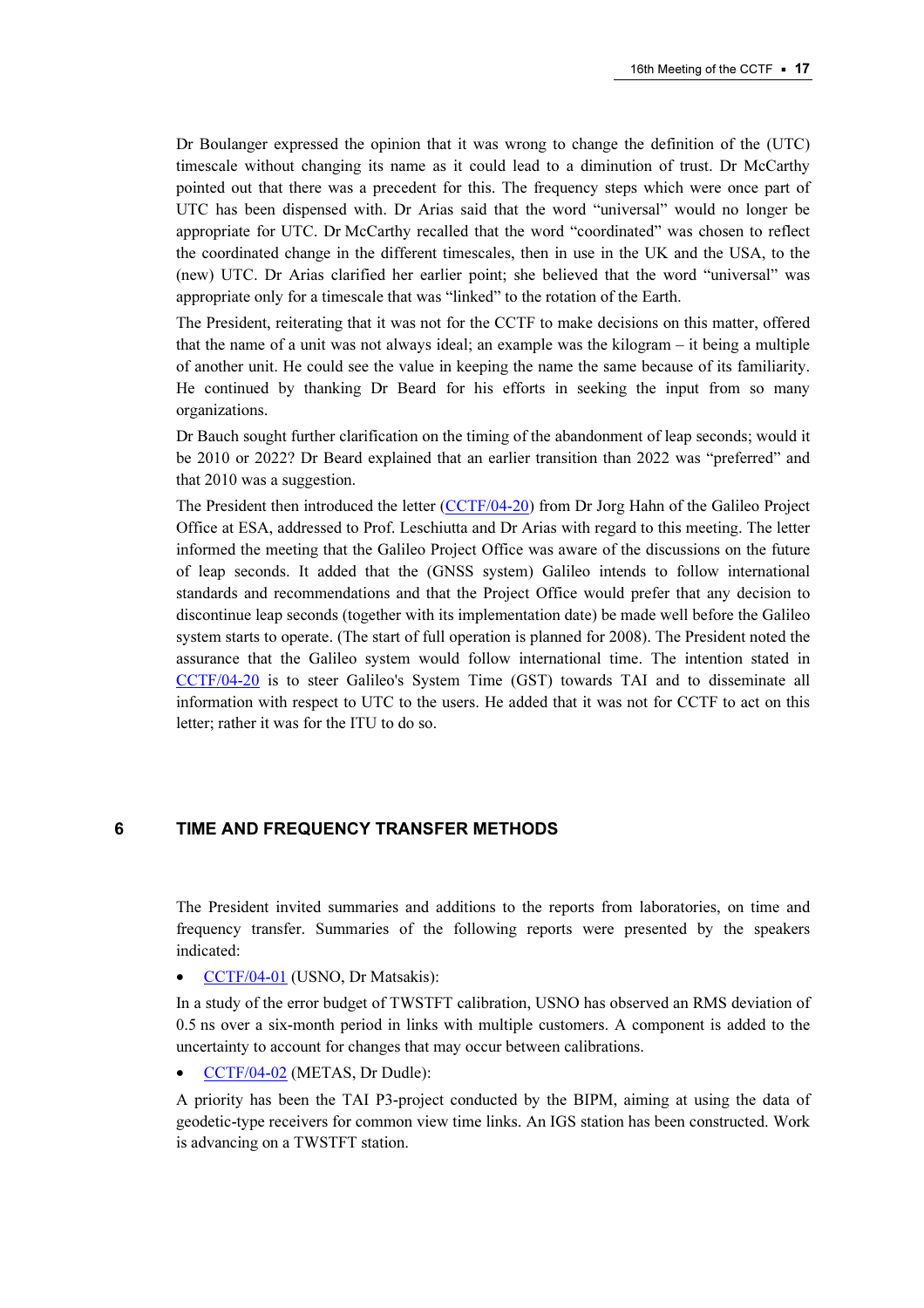Dr Boulanger expressed the opinion that it was wrong to change the definition of the (UTC) timescale without changing its name as it could lead to a diminution of trust. Dr McCarthy pointed out that there was a precedent for this. The frequency steps which were once part of UTC has been dispensed with. Dr Arias said that the word "universal" would no longer be appropriate for UTC. Dr McCarthy recalled that the word "coordinated" was chosen to reflect the coordinated change in the different timescales, then in use in the UK and the USA, to the (new) UTC. Dr Arias clarified her earlier point; she believed that the word "universal" was appropriate only for a timescale that was "linked" to the rotation of the Earth.

The President, reiterating that it was not for the CCTF to make decisions on this matter, offered that the name of a unit was not always ideal; an example was the kilogram – it being a multiple of another unit. He could see the value in keeping the name the same because of its familiarity. He continued by thanking Dr Beard for his efforts in seeking the input from so many organizations.

Dr Bauch sought further clarification on the timing of the abandonment of leap seconds; would it be 2010 or 2022? Dr Beard explained that an earlier transition than 2022 was "preferred" and that 2010 was a suggestion.

The President then introduced the letter (CCTF/04-20) from Dr Jorg Hahn of the Galileo Project Office at ESA, addressed to Prof. Leschiutta and Dr Arias with regard to this meeting. The letter informed the meeting that the Galileo Project Office was aware of the discussions on the future of leap seconds. It added that the (GNSS system) Galileo intends to follow international standards and recommendations and that the Project Office would prefer that any decision to discontinue leap seconds (together with its implementation date) be made well before the Galileo system starts to operate. (The start of full operation is planned for 2008). The President noted the assurance that the Galileo system would follow international time. The intention stated in CCTF/04-20 is to steer Galileo's System Time (GST) towards TAI and to disseminate all information with respect to UTC to the users. He added that it was not for CCTF to act on this letter; rather it was for the ITU to do so.

# 6 TIME AND FREQUENCY TRANSFER METHODS

The President invited summaries and additions to the reports from laboratories, on time and frequency transfer. Summaries of the following reports were presented by the speakers indicated:

- CCTF/04-01 (USNO, Dr Matsakis):

In a study of the error budget of TWSTFT calibration, USNO has observed an RMS deviation of 0.5 ns over a six-month period in links with multiple customers. A component is added to the uncertainty to account for changes that may occur between calibrations.

- CCTF/04-02 (METAS, Dr Dudle):

A priority has been the TAI P3-project conducted by the BIPM, aiming at using the data of geodetic-type receivers for common view time links. An IGS station has been constructed. Work is advancing on a TWSTFT station.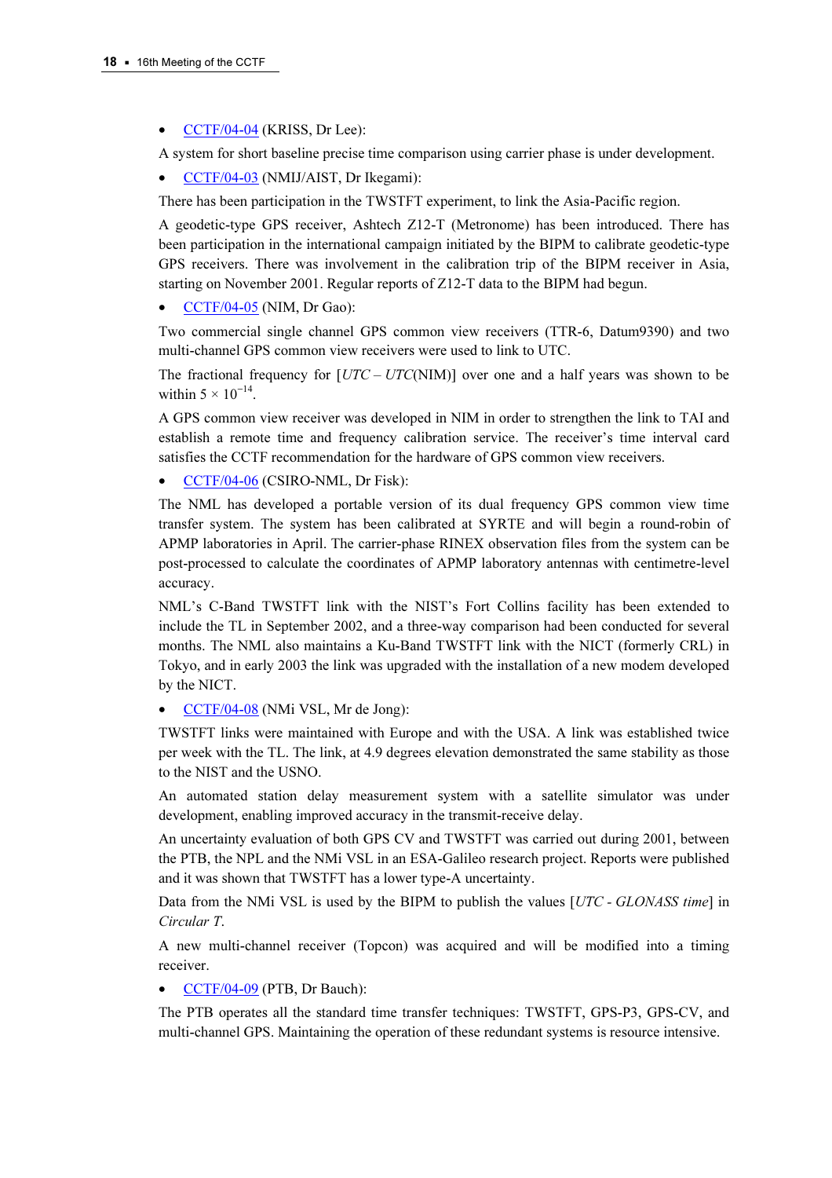- CCTF/04-04 (KRISS, Dr Lee):

A system for short baseline precise time comparison using carrier phase is under development.

- CCTF/04-03 (NMIJ/AIST, Dr Ikegami):

There has been participation in the TWSTFT experiment, to link the Asia-Pacific region.

A geodetic-type GPS receiver, Ashtech Z12-T (Metronome) has been introduced. There has been participation in the international campaign initiated by the BIPM to calibrate geodetic-type GPS receivers. There was involvement in the calibration trip of the BIPM receiver in Asia, starting on November 2001. Regular reports of Z12-T data to the BIPM had begun.

- CCTF/04-05 (NIM, Dr Gao):

Two commercial single channel GPS common view receivers (TTR-6, Datum9390) and two multi-channel GPS common view receivers were used to link to UTC.

The fractional frequency for [*UTC* – *UTC*(NIM)] over one and a half years was shown to be within $5 \times 10^{-14}$.

A GPS common view receiver was developed in NIM in order to strengthen the link to TAI and establish a remote time and frequency calibration service. The receiver's time interval card satisfies the CCTF recommendation for the hardware of GPS common view receivers.

- CCTF/04-06 (CSIRO-NML, Dr Fisk):

The NML has developed a portable version of its dual frequency GPS common view time transfer system. The system has been calibrated at SYRTE and will begin a round-robin of APMP laboratories in April. The carrier-phase RINEX observation files from the system can be post-processed to calculate the coordinates of APMP laboratory antennas with centimetre-level accuracy.

NML's C-Band TWSTFT link with the NIST's Fort Collins facility has been extended to include the TL in September 2002, and a three-way comparison had been conducted for several months. The NML also maintains a Ku-Band TWSTFT link with the NICT (formerly CRL) in Tokyo, and in early 2003 the link was upgraded with the installation of a new modem developed by the NICT.

- CCTF/04-08 (NMi VSL, Mr de Jong):

TWSTFT links were maintained with Europe and with the USA. A link was established twice per week with the TL. The link, at 4.9 degrees elevation demonstrated the same stability as those to the NIST and the USNO.

An automated station delay measurement system with a satellite simulator was under development, enabling improved accuracy in the transmit-receive delay.

An uncertainty evaluation of both GPS CV and TWSTFT was carried out during 2001, between the PTB, the NPL and the NMi VSL in an ESA-Galileo research project. Reports were published and it was shown that TWSTFT has a lower type-A uncertainty.

Data from the NMi VSL is used by the BIPM to publish the values [*UTC - GLONASS time*] in *Circular T*.

A new multi-channel receiver (Topcon) was acquired and will be modified into a timing receiver.

- CCTF/04-09 (PTB, Dr Bauch):

The PTB operates all the standard time transfer techniques: TWSTFT, GPS-P3, GPS-CV, and multi-channel GPS. Maintaining the operation of these redundant systems is resource intensive.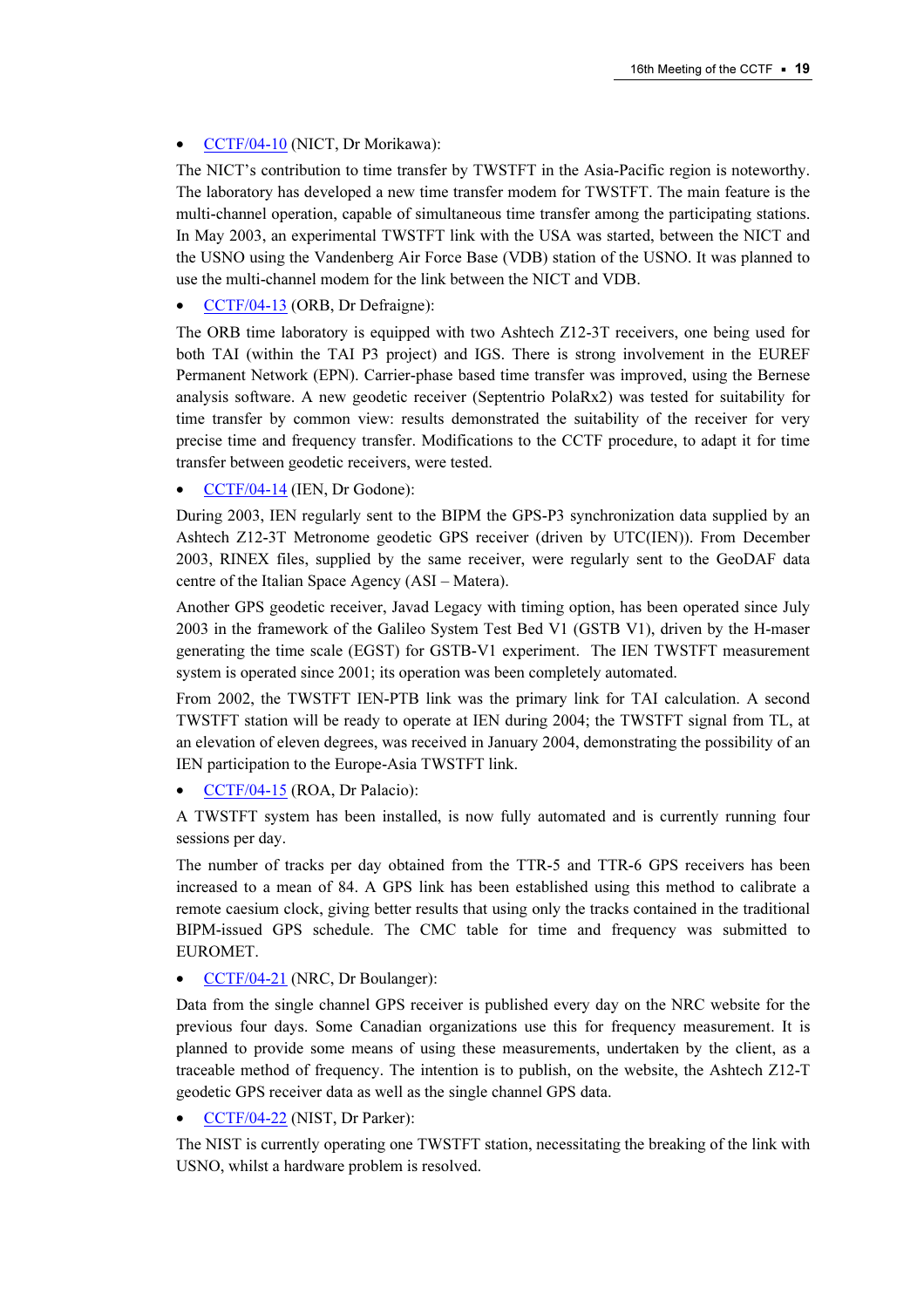- CCTF/04-10 (NICT, Dr Morikawa):

The NICT's contribution to time transfer by TWSTFT in the Asia-Pacific region is noteworthy. The laboratory has developed a new time transfer modem for TWSTFT. The main feature is the multi-channel operation, capable of simultaneous time transfer among the participating stations. In May 2003, an experimental TWSTFT link with the USA was started, between the NICT and the USNO using the Vandenberg Air Force Base (VDB) station of the USNO. It was planned to use the multi-channel modem for the link between the NICT and VDB.

- CCTF/04-13 (ORB, Dr Defraigne):

The ORB time laboratory is equipped with two Ashtech Z12-3T receivers, one being used for both TAI (within the TAI P3 project) and IGS. There is strong involvement in the EUREF Permanent Network (EPN). Carrier-phase based time transfer was improved, using the Bernese analysis software. A new geodetic receiver (Septentrio PolaRx2) was tested for suitability for time transfer by common view: results demonstrated the suitability of the receiver for very precise time and frequency transfer. Modifications to the CCTF procedure, to adapt it for time transfer between geodetic receivers, were tested.

- CCTF/04-14 (IEN, Dr Godone):

During 2003, IEN regularly sent to the BIPM the GPS-P3 synchronization data supplied by an Ashtech Z12-3T Metronome geodetic GPS receiver (driven by UTC(IEN)). From December 2003, RINEX files, supplied by the same receiver, were regularly sent to the GeoDAF data centre of the Italian Space Agency (ASI – Matera).

Another GPS geodetic receiver, Javad Legacy with timing option, has been operated since July 2003 in the framework of the Galileo System Test Bed V1 (GSTB V1), driven by the H-maser generating the time scale (EGST) for GSTB-V1 experiment. The IEN TWSTFT measurement system is operated since 2001; its operation was been completely automated.

From 2002, the TWSTFT IEN-PTB link was the primary link for TAI calculation. A second TWSTFT station will be ready to operate at IEN during 2004; the TWSTFT signal from TL, at an elevation of eleven degrees, was received in January 2004, demonstrating the possibility of an IEN participation to the Europe-Asia TWSTFT link.

- CCTF/04-15 (ROA, Dr Palacio):

A TWSTFT system has been installed, is now fully automated and is currently running four sessions per day.

The number of tracks per day obtained from the TTR-5 and TTR-6 GPS receivers has been increased to a mean of 84. A GPS link has been established using this method to calibrate a remote caesium clock, giving better results that using only the tracks contained in the traditional BIPM-issued GPS schedule. The CMC table for time and frequency was submitted to EUROMET.

- CCTF/04-21 (NRC, Dr Boulanger):

Data from the single channel GPS receiver is published every day on the NRC website for the previous four days. Some Canadian organizations use this for frequency measurement. It is planned to provide some means of using these measurements, undertaken by the client, as a traceable method of frequency. The intention is to publish, on the website, the Ashtech Z12-T geodetic GPS receiver data as well as the single channel GPS data.

- CCTF/04-22 (NIST, Dr Parker):

The NIST is currently operating one TWSTFT station, necessitating the breaking of the link with USNO, whilst a hardware problem is resolved.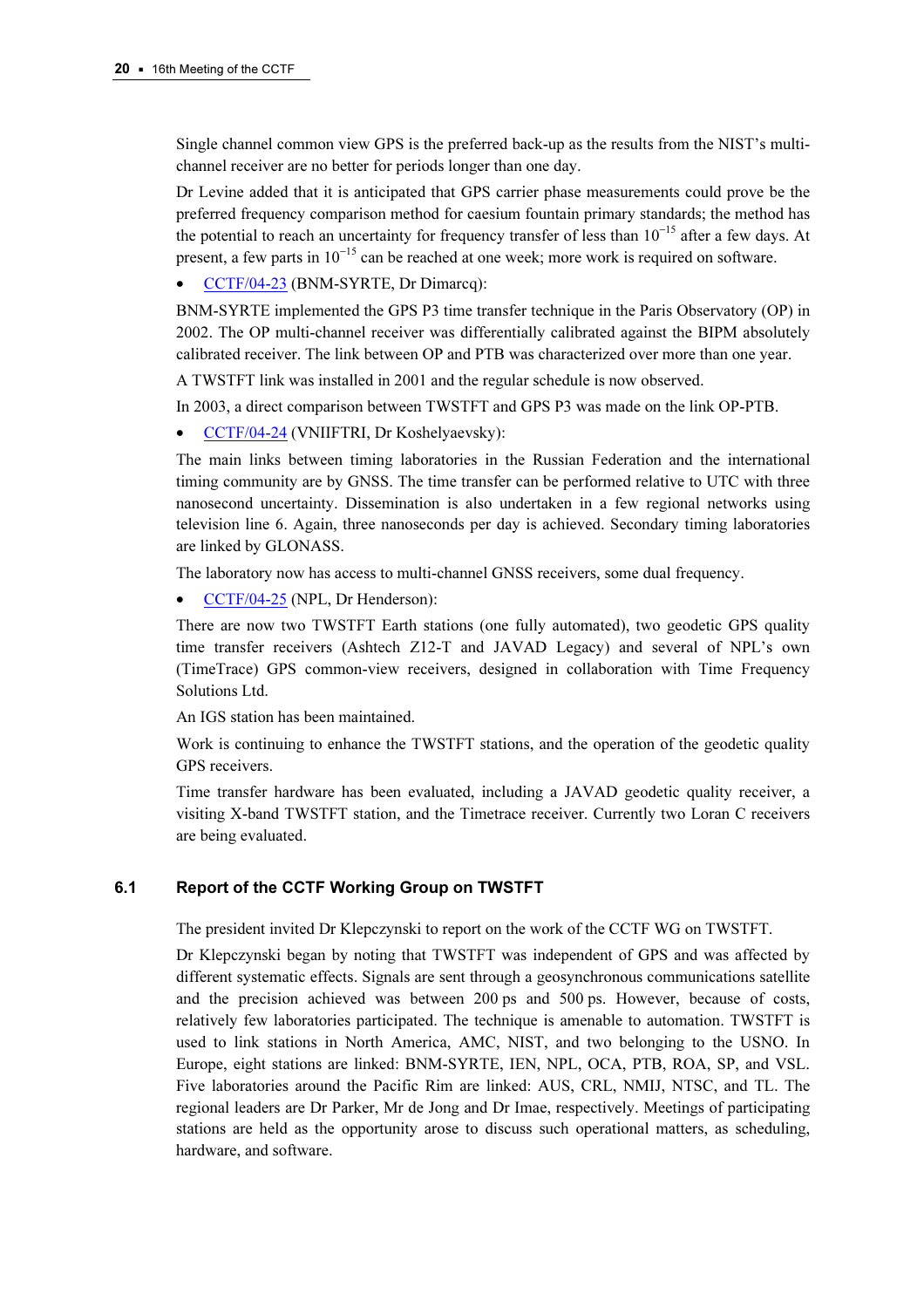Single channel common view GPS is the preferred back-up as the results from the NIST's multi-channel receiver are no better for periods longer than one day.

Dr Levine added that it is anticipated that GPS carrier phase measurements could prove be the preferred frequency comparison method for caesium fountain primary standards; the method has the potential to reach an uncertainty for frequency transfer of less than $10^{-15}$ after a few days. At present, a few parts in $10^{-15}$ can be reached at one week; more work is required on software.

- CCTF/04-23 (BNM-SYRTE, Dr Dimarcq):

BNM-SYRTE implemented the GPS P3 time transfer technique in the Paris Observatory (OP) in 2002. The OP multi-channel receiver was differentially calibrated against the BIPM absolutely calibrated receiver. The link between OP and PTB was characterized over more than one year.

A TWSTFT link was installed in 2001 and the regular schedule is now observed.

In 2003, a direct comparison between TWSTFT and GPS P3 was made on the link OP-PTB.

- CCTF/04-24 (VNIIFTRI, Dr Koshelyaevsky):

The main links between timing laboratories in the Russian Federation and the international timing community are by GNSS. The time transfer can be performed relative to UTC with three nanosecond uncertainty. Dissemination is also undertaken in a few regional networks using television line 6. Again, three nanoseconds per day is achieved. Secondary timing laboratories are linked by GLONASS.

The laboratory now has access to multi-channel GNSS receivers, some dual frequency.

- CCTF/04-25 (NPL, Dr Henderson):

There are now two TWSTFT Earth stations (one fully automated), two geodetic GPS quality time transfer receivers (Ashtech Z12-T and JAVAD Legacy) and several of NPL's own (TimeTrace) GPS common-view receivers, designed in collaboration with Time Frequency Solutions Ltd.

An IGS station has been maintained.

Work is continuing to enhance the TWSTFT stations, and the operation of the geodetic quality GPS receivers.

Time transfer hardware has been evaluated, including a JAVAD geodetic quality receiver, a visiting X-band TWSTFT station, and the Timetrace receiver. Currently two Loran C receivers are being evaluated.

### 6.1 Report of the CCTF Working Group on TWSTFT

The president invited Dr Klepczynski to report on the work of the CCTF WG on TWSTFT.

Dr Klepczynski began by noting that TWSTFT was independent of GPS and was affected by different systematic effects. Signals are sent through a geosynchronous communications satellite and the precision achieved was between 200 ps and 500 ps. However, because of costs, relatively few laboratories participated. The technique is amenable to automation. TWSTFT is used to link stations in North America, AMC, NIST, and two belonging to the USNO. In Europe, eight stations are linked: BNM-SYRTE, IEN, NPL, OCA, PTB, ROA, SP, and VSL. Five laboratories around the Pacific Rim are linked: AUS, CRL, NMIJ, NTSC, and TL. The regional leaders are Dr Parker, Mr de Jong and Dr Imae, respectively. Meetings of participating stations are held as the opportunity arose to discuss such operational matters, as scheduling, hardware, and software.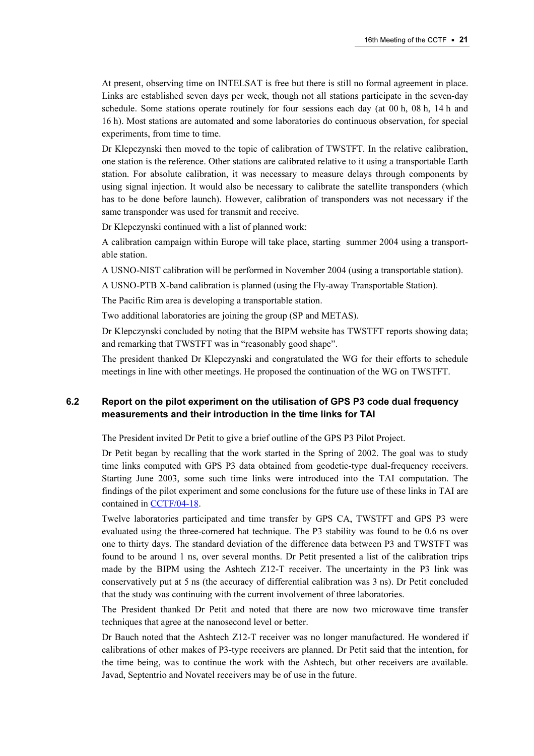At present, observing time on INTELSAT is free but there is still no formal agreement in place. Links are established seven days per week, though not all stations participate in the seven-day schedule. Some stations operate routinely for four sessions each day (at 00 h, 08 h, 14 h and 16 h). Most stations are automated and some laboratories do continuous observation, for special experiments, from time to time.

Dr Klepczynski then moved to the topic of calibration of TWSTFT. In the relative calibration, one station is the reference. Other stations are calibrated relative to it using a transportable Earth station. For absolute calibration, it was necessary to measure delays through components by using signal injection. It would also be necessary to calibrate the satellite transponders (which has to be done before launch). However, calibration of transponders was not necessary if the same transponder was used for transmit and receive.

Dr Klepczynski continued with a list of planned work:

A calibration campaign within Europe will take place, starting summer 2004 using a transportable station.

A USNO-NIST calibration will be performed in November 2004 (using a transportable station).

A USNO-PTB X-band calibration is planned (using the Fly-away Transportable Station).

The Pacific Rim area is developing a transportable station.

Two additional laboratories are joining the group (SP and METAS).

Dr Klepczynski concluded by noting that the BIPM website has TWSTFT reports showing data; and remarking that TWSTFT was in "reasonably good shape".

The president thanked Dr Klepczynski and congratulated the WG for their efforts to schedule meetings in line with other meetings. He proposed the continuation of the WG on TWSTFT.

## 6.2 Report on the pilot experiment on the utilisation of GPS P3 code dual frequency measurements and their introduction in the time links for TAI

The President invited Dr Petit to give a brief outline of the GPS P3 Pilot Project.

Dr Petit began by recalling that the work started in the Spring of 2002. The goal was to study time links computed with GPS P3 data obtained from geodetic-type dual-frequency receivers. Starting June 2003, some such time links were introduced into the TAI computation. The findings of the pilot experiment and some conclusions for the future use of these links in TAI are contained in CCTF/04-18.

Twelve laboratories participated and time transfer by GPS CA, TWSTFT and GPS P3 were evaluated using the three-cornered hat technique. The P3 stability was found to be 0.6 ns over one to thirty days. The standard deviation of the difference data between P3 and TWSTFT was found to be around 1 ns, over several months. Dr Petit presented a list of the calibration trips made by the BIPM using the Ashtech Z12-T receiver. The uncertainty in the P3 link was conservatively put at 5 ns (the accuracy of differential calibration was 3 ns). Dr Petit concluded that the study was continuing with the current involvement of three laboratories.

The President thanked Dr Petit and noted that there are now two microwave time transfer techniques that agree at the nanosecond level or better.

Dr Bauch noted that the Ashtech Z12-T receiver was no longer manufactured. He wondered if calibrations of other makes of P3-type receivers are planned. Dr Petit said that the intention, for the time being, was to continue the work with the Ashtech, but other receivers are available. Javad, Septentrio and Novatel receivers may be of use in the future.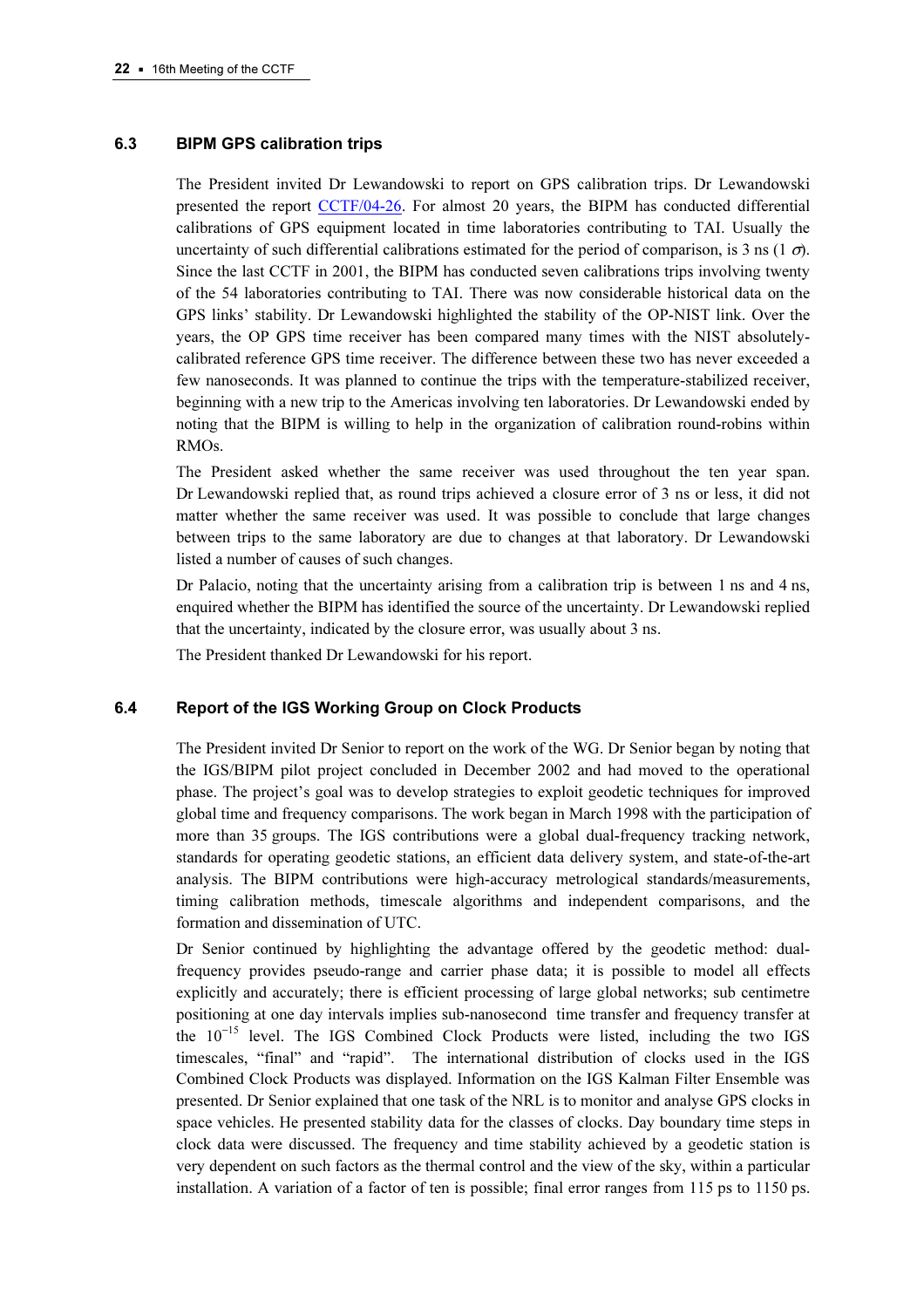### 6.3 BIPM GPS calibration trips

The President invited Dr Lewandowski to report on GPS calibration trips. Dr Lewandowski presented the report CCTF/04-26. For almost 20 years, the BIPM has conducted differential calibrations of GPS equipment located in time laboratories contributing to TAI. Usually the uncertainty of such differential calibrations estimated for the period of comparison, is 3 ns (1 $\sigma$). Since the last CCTF in 2001, the BIPM has conducted seven calibrations trips involving twenty of the 54 laboratories contributing to TAI. There was now considerable historical data on the GPS links' stability. Dr Lewandowski highlighted the stability of the OP-NIST link. Over the years, the OP GPS time receiver has been compared many times with the NIST absolutely-calibrated reference GPS time receiver. The difference between these two has never exceeded a few nanoseconds. It was planned to continue the trips with the temperature-stabilized receiver, beginning with a new trip to the Americas involving ten laboratories. Dr Lewandowski ended by noting that the BIPM is willing to help in the organization of calibration round-robins within RMOs.

The President asked whether the same receiver was used throughout the ten year span. Dr Lewandowski replied that, as round trips achieved a closure error of 3 ns or less, it did not matter whether the same receiver was used. It was possible to conclude that large changes between trips to the same laboratory are due to changes at that laboratory. Dr Lewandowski listed a number of causes of such changes.

Dr Palacio, noting that the uncertainty arising from a calibration trip is between 1 ns and 4 ns, enquired whether the BIPM has identified the source of the uncertainty. Dr Lewandowski replied that the uncertainty, indicated by the closure error, was usually about 3 ns.

The President thanked Dr Lewandowski for his report.

### 6.4 Report of the IGS Working Group on Clock Products

The President invited Dr Senior to report on the work of the WG. Dr Senior began by noting that the IGS/BIPM pilot project concluded in December 2002 and had moved to the operational phase. The project's goal was to develop strategies to exploit geodetic techniques for improved global time and frequency comparisons. The work began in March 1998 with the participation of more than 35 groups. The IGS contributions were a global dual-frequency tracking network, standards for operating geodetic stations, an efficient data delivery system, and state-of-the-art analysis. The BIPM contributions were high-accuracy metrological standards/measurements, timing calibration methods, timescale algorithms and independent comparisons, and the formation and dissemination of UTC.

Dr Senior continued by highlighting the advantage offered by the geodetic method: dual-frequency provides pseudo-range and carrier phase data; it is possible to model all effects explicitly and accurately; there is efficient processing of large global networks; sub centimetre positioning at one day intervals implies sub-nanosecond time transfer and frequency transfer at the $10^{-15}$ level. The IGS Combined Clock Products were listed, including the two IGS timescales, "final" and "rapid". The international distribution of clocks used in the IGS Combined Clock Products was displayed. Information on the IGS Kalman Filter Ensemble was presented. Dr Senior explained that one task of the NRL is to monitor and analyse GPS clocks in space vehicles. He presented stability data for the classes of clocks. Day boundary time steps in clock data were discussed. The frequency and time stability achieved by a geodetic station is very dependent on such factors as the thermal control and the view of the sky, within a particular installation. A variation of a factor of ten is possible; final error ranges from 115 ps to 1150 ps.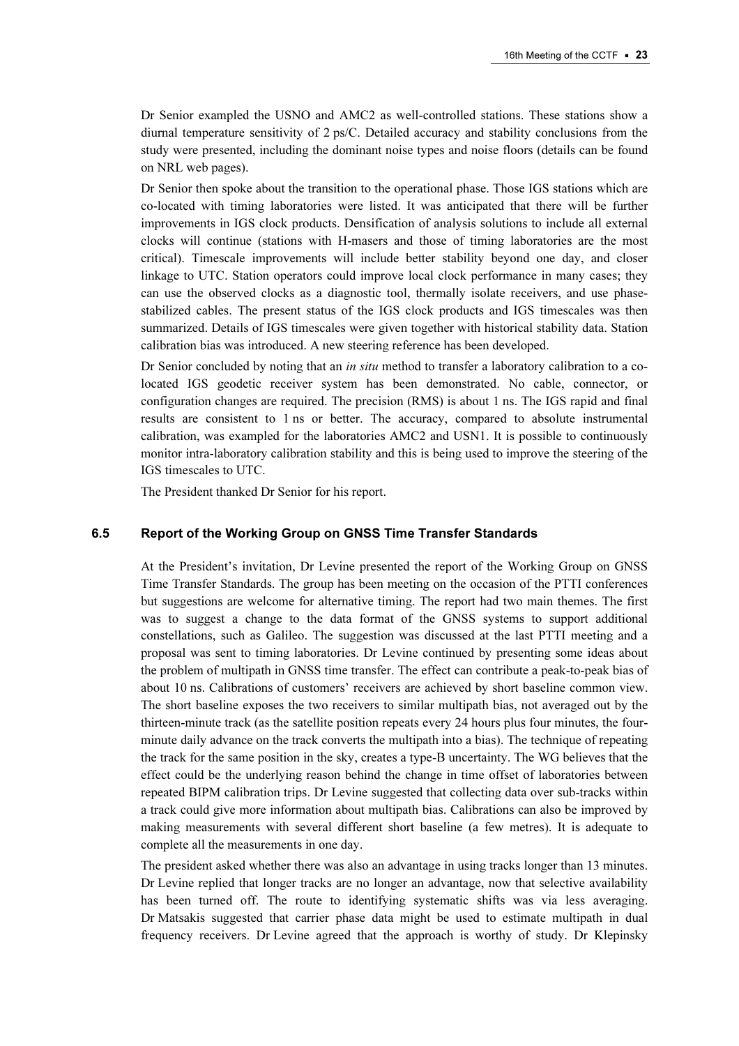Dr Senior exampled the USNO and AMC2 as well-controlled stations. These stations show a diurnal temperature sensitivity of 2 ps/C. Detailed accuracy and stability conclusions from the study were presented, including the dominant noise types and noise floors (details can be found on NRL web pages).

Dr Senior then spoke about the transition to the operational phase. Those IGS stations which are co-located with timing laboratories were listed. It was anticipated that there will be further improvements in IGS clock products. Densification of analysis solutions to include all external clocks will continue (stations with H-masers and those of timing laboratories are the most critical). Timescale improvements will include better stability beyond one day, and closer linkage to UTC. Station operators could improve local clock performance in many cases; they can use the observed clocks as a diagnostic tool, thermally isolate receivers, and use phase-stabilized cables. The present status of the IGS clock products and IGS timescales was then summarized. Details of IGS timescales were given together with historical stability data. Station calibration bias was introduced. A new steering reference has been developed.

Dr Senior concluded by noting that an *in situ* method to transfer a laboratory calibration to a co-located IGS geodetic receiver system has been demonstrated. No cable, connector, or configuration changes are required. The precision (RMS) is about 1 ns. The IGS rapid and final results are consistent to 1 ns or better. The accuracy, compared to absolute instrumental calibration, was exampled for the laboratories AMC2 and USN1. It is possible to continuously monitor intra-laboratory calibration stability and this is being used to improve the steering of the IGS timescales to UTC.

The President thanked Dr Senior for his report.

### 6.5 Report of the Working Group on GNSS Time Transfer Standards

At the President's invitation, Dr Levine presented the report of the Working Group on GNSS Time Transfer Standards. The group has been meeting on the occasion of the PTTI conferences but suggestions are welcome for alternative timing. The report had two main themes. The first was to suggest a change to the data format of the GNSS systems to support additional constellations, such as Galileo. The suggestion was discussed at the last PTTI meeting and a proposal was sent to timing laboratories. Dr Levine continued by presenting some ideas about the problem of multipath in GNSS time transfer. The effect can contribute a peak-to-peak bias of about 10 ns. Calibrations of customers' receivers are achieved by short baseline common view. The short baseline exposes the two receivers to similar multipath bias, not averaged out by the thirteen-minute track (as the satellite position repeats every 24 hours plus four minutes, the four-minute daily advance on the track converts the multipath into a bias). The technique of repeating the track for the same position in the sky, creates a type-B uncertainty. The WG believes that the effect could be the underlying reason behind the change in time offset of laboratories between repeated BIPM calibration trips. Dr Levine suggested that collecting data over sub-tracks within a track could give more information about multipath bias. Calibrations can also be improved by making measurements with several different short baseline (a few metres). It is adequate to complete all the measurements in one day.

The president asked whether there was also an advantage in using tracks longer than 13 minutes. Dr Levine replied that longer tracks are no longer an advantage, now that selective availability has been turned off. The route to identifying systematic shifts was via less averaging. Dr Matsakis suggested that carrier phase data might be used to estimate multipath in dual frequency receivers. Dr Levine agreed that the approach is worthy of study. Dr Klepinsky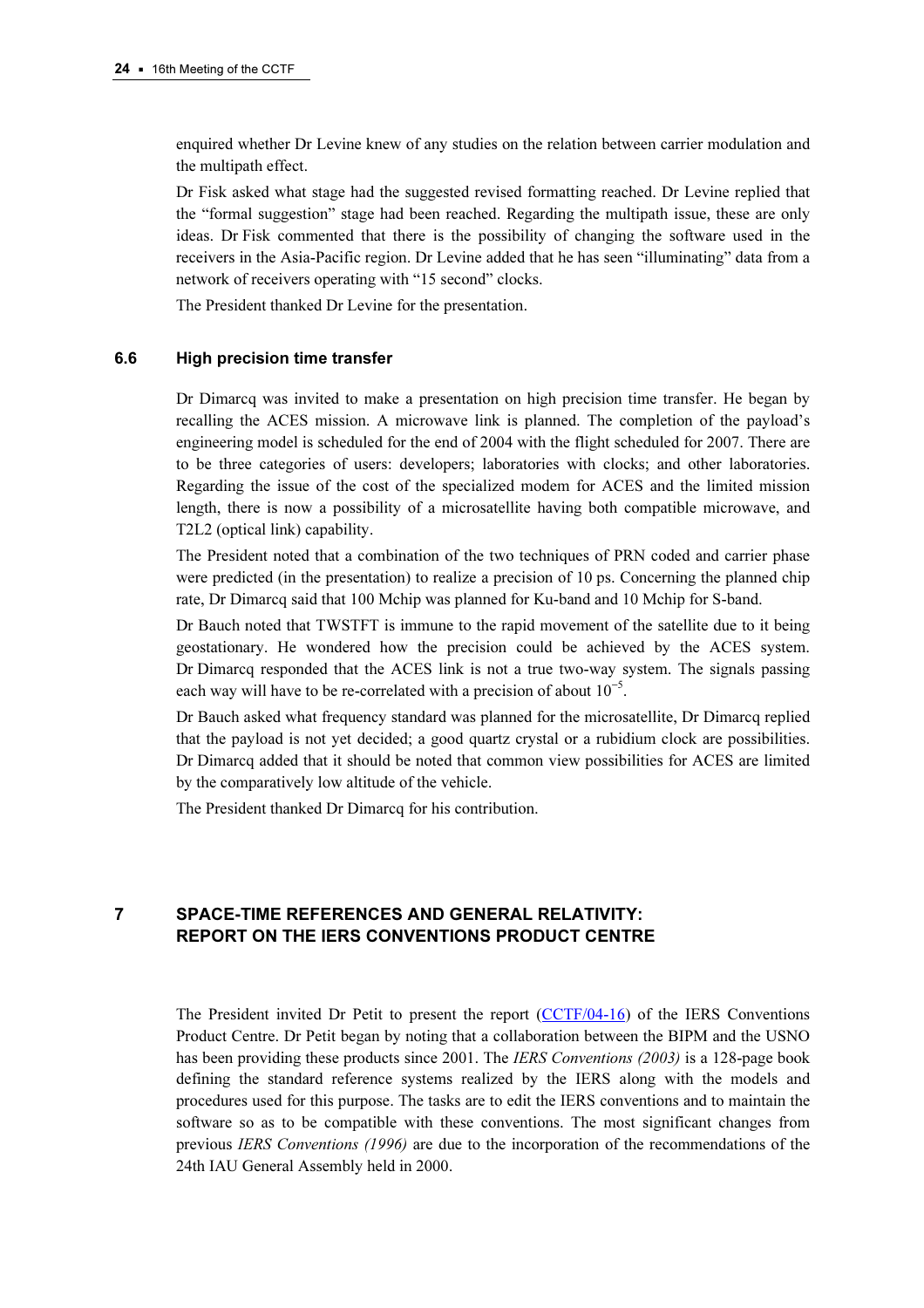enquired whether Dr Levine knew of any studies on the relation between carrier modulation and the multipath effect.

Dr Fisk asked what stage had the suggested revised formatting reached. Dr Levine replied that the "formal suggestion" stage had been reached. Regarding the multipath issue, these are only ideas. Dr Fisk commented that there is the possibility of changing the software used in the receivers in the Asia-Pacific region. Dr Levine added that he has seen "illuminating" data from a network of receivers operating with "15 second" clocks.

The President thanked Dr Levine for the presentation.

### 6.6 High precision time transfer

Dr Dimarcq was invited to make a presentation on high precision time transfer. He began by recalling the ACES mission. A microwave link is planned. The completion of the payload's engineering model is scheduled for the end of 2004 with the flight scheduled for 2007. There are to be three categories of users: developers; laboratories with clocks; and other laboratories. Regarding the issue of the cost of the specialized modem for ACES and the limited mission length, there is now a possibility of a microsatellite having both compatible microwave, and T2L2 (optical link) capability.

The President noted that a combination of the two techniques of PRN coded and carrier phase were predicted (in the presentation) to realize a precision of 10 ps. Concerning the planned chip rate, Dr Dimarcq said that 100 Mchip was planned for Ku-band and 10 Mchip for S-band.

Dr Bauch noted that TWSTFT is immune to the rapid movement of the satellite due to it being geostationary. He wondered how the precision could be achieved by the ACES system. Dr Dimarcq responded that the ACES link is not a true two-way system. The signals passing each way will have to be re-correlated with a precision of about $10^{-5}$.

Dr Bauch asked what frequency standard was planned for the microsatellite, Dr Dimarcq replied that the payload is not yet decided; a good quartz crystal or a rubidium clock are possibilities. Dr Dimarcq added that it should be noted that common view possibilities for ACES are limited by the comparatively low altitude of the vehicle.

The President thanked Dr Dimarcq for his contribution.

## 7 SPACE-TIME REFERENCES AND GENERAL RELATIVITY: REPORT ON THE IERS CONVENTIONS PRODUCT CENTRE

The President invited Dr Petit to present the report (CCTF/04-16) of the IERS Conventions Product Centre. Dr Petit began by noting that a collaboration between the BIPM and the USNO has been providing these products since 2001. The *IERS Conventions (2003)* is a 128-page book defining the standard reference systems realized by the IERS along with the models and procedures used for this purpose. The tasks are to edit the IERS conventions and to maintain the software so as to be compatible with these conventions. The most significant changes from previous *IERS Conventions (1996)* are due to the incorporation of the recommendations of the 24th IAU General Assembly held in 2000.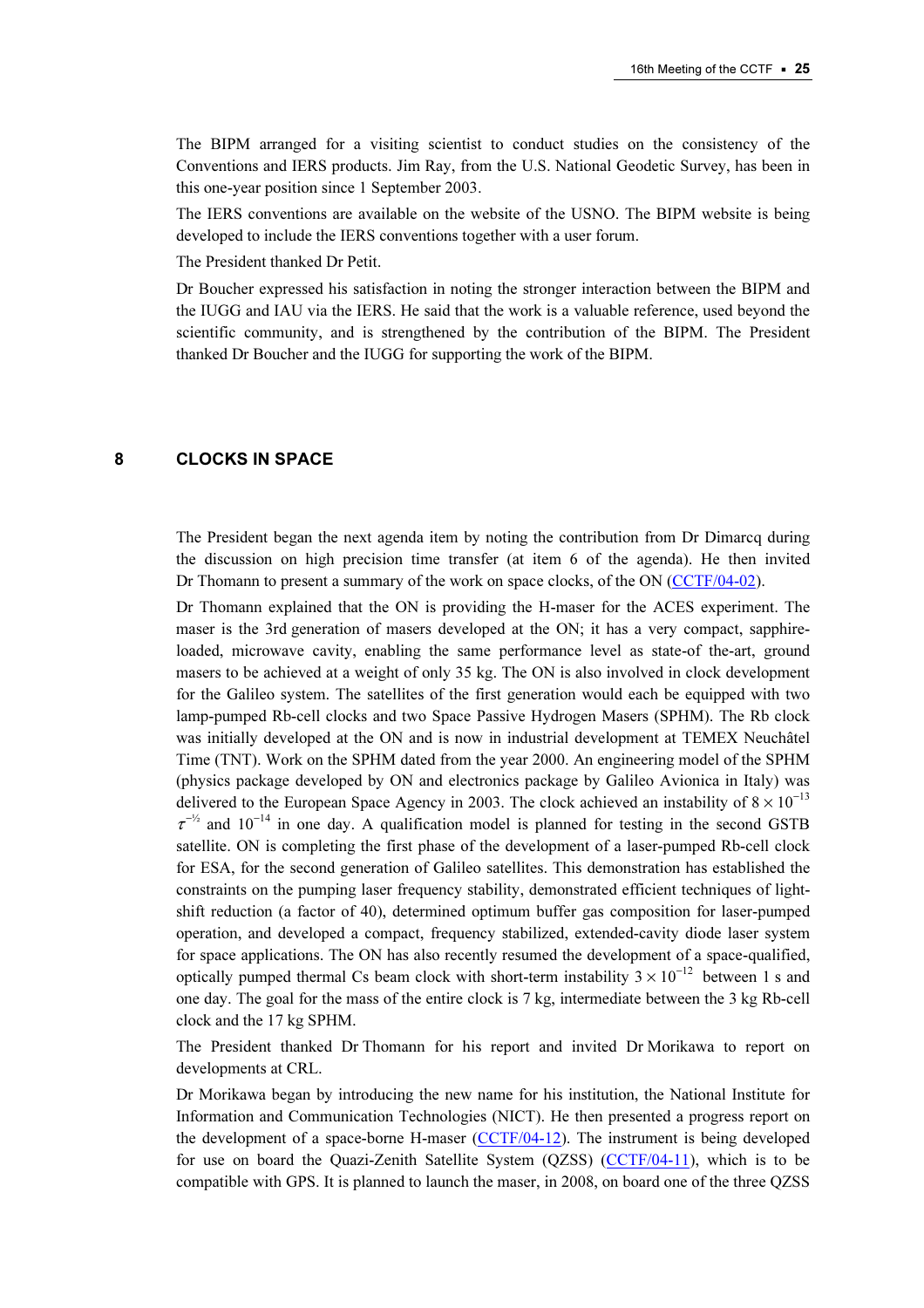The BIPM arranged for a visiting scientist to conduct studies on the consistency of the Conventions and IERS products. Jim Ray, from the U.S. National Geodetic Survey, has been in this one-year position since 1 September 2003.

The IERS conventions are available on the website of the USNO. The BIPM website is being developed to include the IERS conventions together with a user forum.

The President thanked Dr Petit.

Dr Boucher expressed his satisfaction in noting the stronger interaction between the BIPM and the IUGG and IAU via the IERS. He said that the work is a valuable reference, used beyond the scientific community, and is strengthened by the contribution of the BIPM. The President thanked Dr Boucher and the IUGG for supporting the work of the BIPM.

## 8 CLOCKS IN SPACE

The President began the next agenda item by noting the contribution from Dr Dimarcq during the discussion on high precision time transfer (at item 6 of the agenda). He then invited Dr Thomann to present a summary of the work on space clocks, of the ON (CCTF/04-02).

Dr Thomann explained that the ON is providing the H-maser for the ACES experiment. The maser is the 3rd generation of masers developed at the ON; it has a very compact, sapphire-loaded, microwave cavity, enabling the same performance level as state-of the-art, ground masers to be achieved at a weight of only 35 kg. The ON is also involved in clock development for the Galileo system. The satellites of the first generation would each be equipped with two lamp-pumped Rb-cell clocks and two Space Passive Hydrogen Masers (SPHM). The Rb clock was initially developed at the ON and is now in industrial development at TEMEX Neuchâtel Time (TNT). Work on the SPHM dated from the year 2000. An engineering model of the SPHM (physics package developed by ON and electronics package by Galileo Avionica in Italy) was delivered to the European Space Agency in 2003. The clock achieved an instability of $8 \times 10^{-13}$ $\tau^{-1/2}$ and $10^{-14}$ in one day. A qualification model is planned for testing in the second GSTB satellite. ON is completing the first phase of the development of a laser-pumped Rb-cell clock for ESA, for the second generation of Galileo satellites. This demonstration has established the constraints on the pumping laser frequency stability, demonstrated efficient techniques of light-shift reduction (a factor of 40), determined optimum buffer gas composition for laser-pumped operation, and developed a compact, frequency stabilized, extended-cavity diode laser system for space applications. The ON has also recently resumed the development of a space-qualified, optically pumped thermal Cs beam clock with short-term instability $3 \times 10^{-12}$ between 1 s and one day. The goal for the mass of the entire clock is 7 kg, intermediate between the 3 kg Rb-cell clock and the 17 kg SPHM.

The President thanked Dr Thomann for his report and invited Dr Morikawa to report on developments at CRL.

Dr Morikawa began by introducing the new name for his institution, the National Institute for Information and Communication Technologies (NICT). He then presented a progress report on the development of a space-borne H-maser (CCTF/04-12). The instrument is being developed for use on board the Quazi-Zenith Satellite System (QZSS) (CCTF/04-11), which is to be compatible with GPS. It is planned to launch the maser, in 2008, on board one of the three QZSS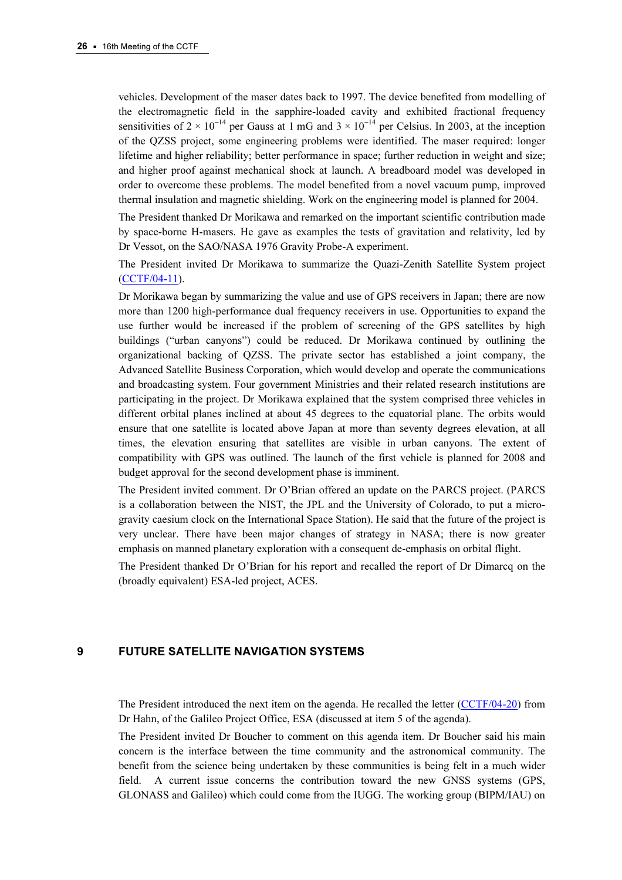vehicles. Development of the maser dates back to 1997. The device benefited from modelling of the electromagnetic field in the sapphire-loaded cavity and exhibited fractional frequency sensitivities of $2 \times 10^{-14}$ per Gauss at 1 mG and $3 \times 10^{-14}$ per Celsius. In 2003, at the inception of the QZSS project, some engineering problems were identified. The maser required: longer lifetime and higher reliability; better performance in space; further reduction in weight and size; and higher proof against mechanical shock at launch. A breadboard model was developed in order to overcome these problems. The model benefited from a novel vacuum pump, improved thermal insulation and magnetic shielding. Work on the engineering model is planned for 2004.

The President thanked Dr Morikawa and remarked on the important scientific contribution made by space-borne H-masers. He gave as examples the tests of gravitation and relativity, led by Dr Vessot, on the SAO/NASA 1976 Gravity Probe-A experiment.

The President invited Dr Morikawa to summarize the Quazi-Zenith Satellite System project (CCTF/04-11).

Dr Morikawa began by summarizing the value and use of GPS receivers in Japan; there are now more than 1200 high-performance dual frequency receivers in use. Opportunities to expand the use further would be increased if the problem of screening of the GPS satellites by high buildings ("urban canyons") could be reduced. Dr Morikawa continued by outlining the organizational backing of QZSS. The private sector has established a joint company, the Advanced Satellite Business Corporation, which would develop and operate the communications and broadcasting system. Four government Ministries and their related research institutions are participating in the project. Dr Morikawa explained that the system comprised three vehicles in different orbital planes inclined at about 45 degrees to the equatorial plane. The orbits would ensure that one satellite is located above Japan at more than seventy degrees elevation, at all times, the elevation ensuring that satellites are visible in urban canyons. The extent of compatibility with GPS was outlined. The launch of the first vehicle is planned for 2008 and budget approval for the second development phase is imminent.

The President invited comment. Dr O'Brian offered an update on the PARCS project. (PARCS is a collaboration between the NIST, the JPL and the University of Colorado, to put a micro-gravity caesium clock on the International Space Station). He said that the future of the project is very unclear. There have been major changes of strategy in NASA; there is now greater emphasis on manned planetary exploration with a consequent de-emphasis on orbital flight.

The President thanked Dr O'Brian for his report and recalled the report of Dr Dimarcq on the (broadly equivalent) ESA-led project, ACES.

## 9 FUTURE SATELLITE NAVIGATION SYSTEMS

The President introduced the next item on the agenda. He recalled the letter (CCTF/04-20) from Dr Hahn, of the Galileo Project Office, ESA (discussed at item 5 of the agenda).

The President invited Dr Boucher to comment on this agenda item. Dr Boucher said his main concern is the interface between the time community and the astronomical community. The benefit from the science being undertaken by these communities is being felt in a much wider field. A current issue concerns the contribution toward the new GNSS systems (GPS, GLONASS and Galileo) which could come from the IUGG. The working group (BIPM/IAU) on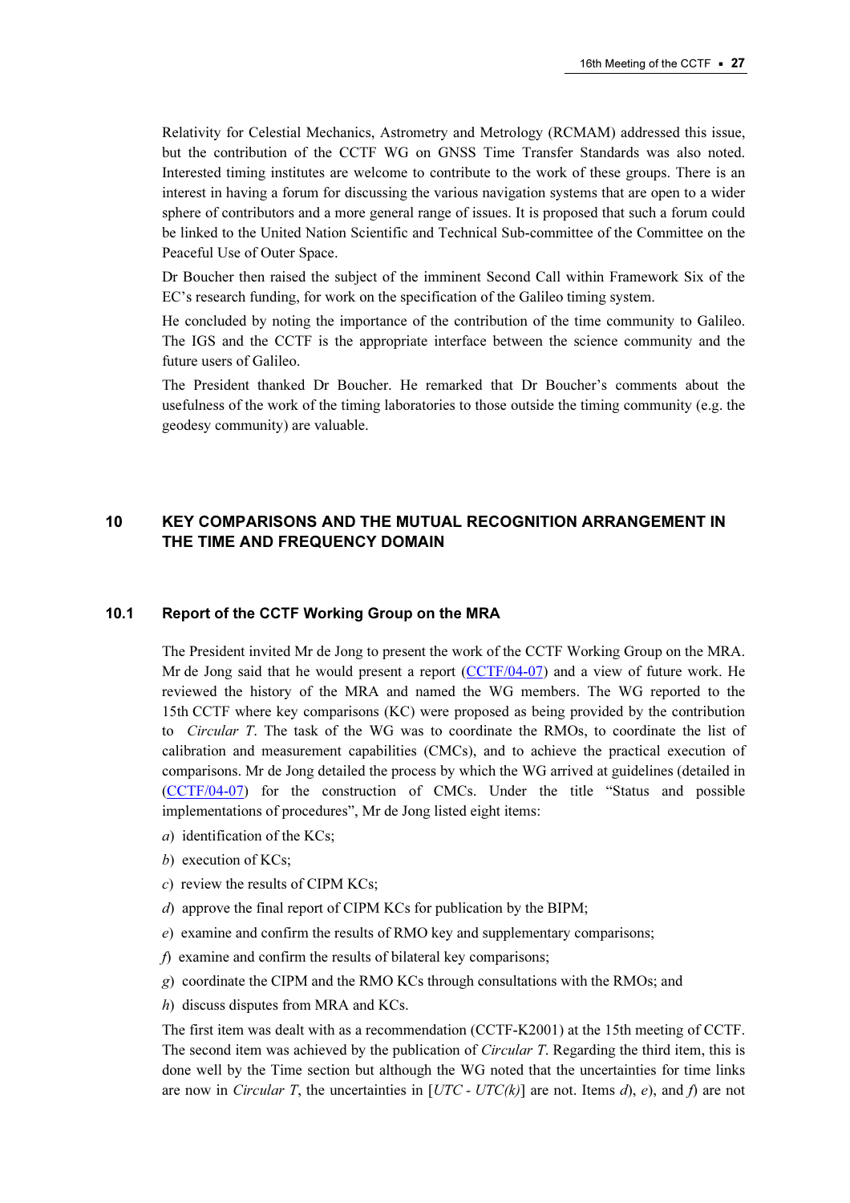Relativity for Celestial Mechanics, Astrometry and Metrology (RCMAM) addressed this issue, but the contribution of the CCTF WG on GNSS Time Transfer Standards was also noted. Interested timing institutes are welcome to contribute to the work of these groups. There is an interest in having a forum for discussing the various navigation systems that are open to a wider sphere of contributors and a more general range of issues. It is proposed that such a forum could be linked to the United Nation Scientific and Technical Sub-committee of the Committee on the Peaceful Use of Outer Space.

Dr Boucher then raised the subject of the imminent Second Call within Framework Six of the EC's research funding, for work on the specification of the Galileo timing system.

He concluded by noting the importance of the contribution of the time community to Galileo. The IGS and the CCTF is the appropriate interface between the science community and the future users of Galileo.

The President thanked Dr Boucher. He remarked that Dr Boucher's comments about the usefulness of the work of the timing laboratories to those outside the timing community (e.g. the geodesy community) are valuable.

## 10 KEY COMPARISONS AND THE MUTUAL RECOGNITION ARRANGEMENT IN THE TIME AND FREQUENCY DOMAIN

### 10.1 Report of the CCTF Working Group on the MRA

The President invited Mr de Jong to present the work of the CCTF Working Group on the MRA. Mr de Jong said that he would present a report (CCTF/04-07) and a view of future work. He reviewed the history of the MRA and named the WG members. The WG reported to the 15th CCTF where key comparisons (KC) were proposed as being provided by the contribution to *Circular T*. The task of the WG was to coordinate the RMOs, to coordinate the list of calibration and measurement capabilities (CMCs), and to achieve the practical execution of comparisons. Mr de Jong detailed the process by which the WG arrived at guidelines (detailed in (CCTF/04-07) for the construction of CMCs. Under the title "Status and possible implementations of procedures", Mr de Jong listed eight items:

*a*) identification of the KCs;

*b*) execution of KCs;

*c*) review the results of CIPM KCs;

*d*) approve the final report of CIPM KCs for publication by the BIPM;

*e*) examine and confirm the results of RMO key and supplementary comparisons;

*f*) examine and confirm the results of bilateral key comparisons;

*g*) coordinate the CIPM and the RMO KCs through consultations with the RMOs; and

*h*) discuss disputes from MRA and KCs.

The first item was dealt with as a recommendation (CCTF-K2001) at the 15th meeting of CCTF. The second item was achieved by the publication of *Circular T*. Regarding the third item, this is done well by the Time section but although the WG noted that the uncertainties for time links are now in *Circular T*, the uncertainties in [*UTC* - *UTC(k)*] are not. Items *d*), *e*), and *f*) are not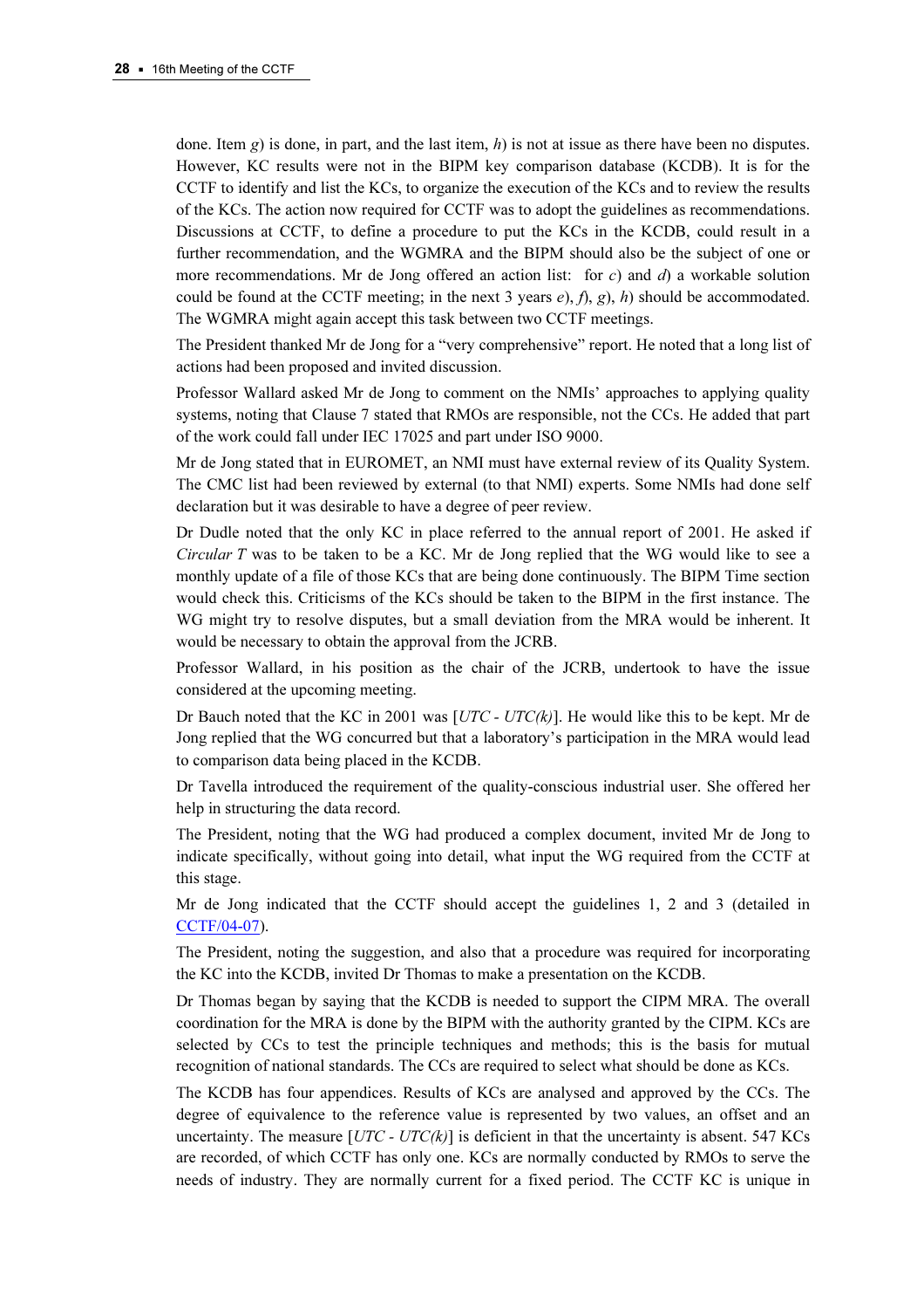done. Item *g*) is done, in part, and the last item, *h*) is not at issue as there have been no disputes. However, KC results were not in the BIPM key comparison database (KCDB). It is for the CCTF to identify and list the KCs, to organize the execution of the KCs and to review the results of the KCs. The action now required for CCTF was to adopt the guidelines as recommendations. Discussions at CCTF, to define a procedure to put the KCs in the KCDB, could result in a further recommendation, and the WGMRA and the BIPM should also be the subject of one or more recommendations. Mr de Jong offered an action list: for *c*) and *d*) a workable solution could be found at the CCTF meeting; in the next 3 years *e*), *f*), *g*), *h*) should be accommodated. The WGMRA might again accept this task between two CCTF meetings.

The President thanked Mr de Jong for a "very comprehensive" report. He noted that a long list of actions had been proposed and invited discussion.

Professor Wallard asked Mr de Jong to comment on the NMIs' approaches to applying quality systems, noting that Clause 7 stated that RMOs are responsible, not the CCs. He added that part of the work could fall under IEC 17025 and part under ISO 9000.

Mr de Jong stated that in EUROMET, an NMI must have external review of its Quality System. The CMC list had been reviewed by external (to that NMI) experts. Some NMIs had done self declaration but it was desirable to have a degree of peer review.

Dr Dudle noted that the only KC in place referred to the annual report of 2001. He asked if *Circular T* was to be taken to be a KC. Mr de Jong replied that the WG would like to see a monthly update of a file of those KCs that are being done continuously. The BIPM Time section would check this. Criticisms of the KCs should be taken to the BIPM in the first instance. The WG might try to resolve disputes, but a small deviation from the MRA would be inherent. It would be necessary to obtain the approval from the JCRB.

Professor Wallard, in his position as the chair of the JCRB, undertook to have the issue considered at the upcoming meeting.

Dr Bauch noted that the KC in 2001 was [*UTC - UTC(k)*]. He would like this to be kept. Mr de Jong replied that the WG concurred but that a laboratory's participation in the MRA would lead to comparison data being placed in the KCDB.

Dr Tavella introduced the requirement of the quality-conscious industrial user. She offered her help in structuring the data record.

The President, noting that the WG had produced a complex document, invited Mr de Jong to indicate specifically, without going into detail, what input the WG required from the CCTF at this stage.

Mr de Jong indicated that the CCTF should accept the guidelines 1, 2 and 3 (detailed in CCTF/04-07).

The President, noting the suggestion, and also that a procedure was required for incorporating the KC into the KCDB, invited Dr Thomas to make a presentation on the KCDB.

Dr Thomas began by saying that the KCDB is needed to support the CIPM MRA. The overall coordination for the MRA is done by the BIPM with the authority granted by the CIPM. KCs are selected by CCs to test the principle techniques and methods; this is the basis for mutual recognition of national standards. The CCs are required to select what should be done as KCs.

The KCDB has four appendices. Results of KCs are analysed and approved by the CCs. The degree of equivalence to the reference value is represented by two values, an offset and an uncertainty. The measure [*UTC - UTC(k)*] is deficient in that the uncertainty is absent. 547 KCs are recorded, of which CCTF has only one. KCs are normally conducted by RMOs to serve the needs of industry. They are normally current for a fixed period. The CCTF KC is unique in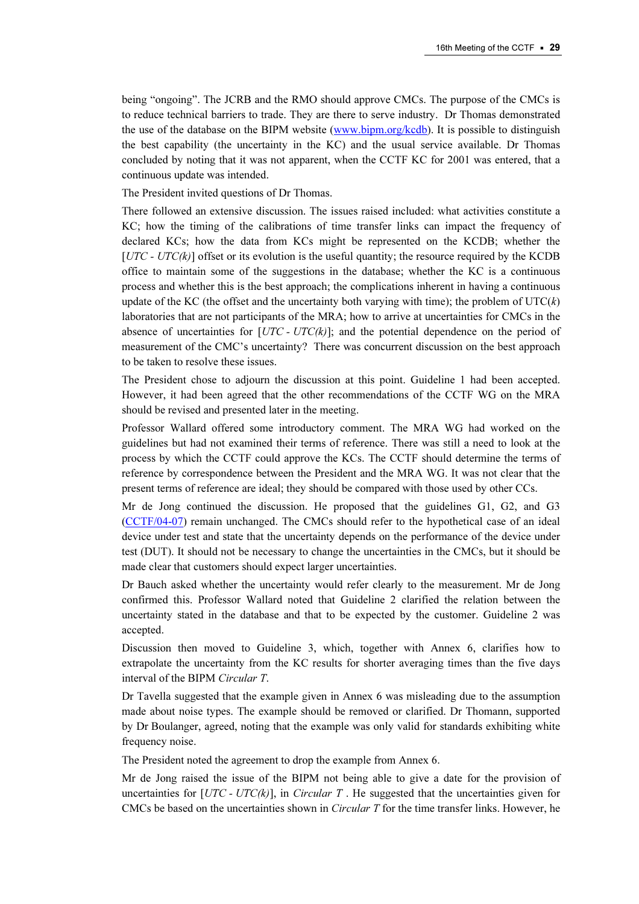being "ongoing". The JCRB and the RMO should approve CMCs. The purpose of the CMCs is to reduce technical barriers to trade. They are there to serve industry. Dr Thomas demonstrated the use of the database on the BIPM website (www.bipm.org/kcdb). It is possible to distinguish the best capability (the uncertainty in the KC) and the usual service available. Dr Thomas concluded by noting that it was not apparent, when the CCTF KC for 2001 was entered, that a continuous update was intended.

The President invited questions of Dr Thomas.

There followed an extensive discussion. The issues raised included: what activities constitute a KC; how the timing of the calibrations of time transfer links can impact the frequency of declared KCs; how the data from KCs might be represented on the KCDB; whether the [*UTC - UTC(k)*] offset or its evolution is the useful quantity; the resource required by the KCDB office to maintain some of the suggestions in the database; whether the KC is a continuous process and whether this is the best approach; the complications inherent in having a continuous update of the KC (the offset and the uncertainty both varying with time); the problem of UTC(*k*) laboratories that are not participants of the MRA; how to arrive at uncertainties for CMCs in the absence of uncertainties for [*UTC - UTC(k)*]; and the potential dependence on the period of measurement of the CMC's uncertainty? There was concurrent discussion on the best approach to be taken to resolve these issues.

The President chose to adjourn the discussion at this point. Guideline 1 had been accepted. However, it had been agreed that the other recommendations of the CCTF WG on the MRA should be revised and presented later in the meeting.

Professor Wallard offered some introductory comment. The MRA WG had worked on the guidelines but had not examined their terms of reference. There was still a need to look at the process by which the CCTF could approve the KCs. The CCTF should determine the terms of reference by correspondence between the President and the MRA WG. It was not clear that the present terms of reference are ideal; they should be compared with those used by other CCs.

Mr de Jong continued the discussion. He proposed that the guidelines G1, G2, and G3 (CCTF/04-07) remain unchanged. The CMCs should refer to the hypothetical case of an ideal device under test and state that the uncertainty depends on the performance of the device under test (DUT). It should not be necessary to change the uncertainties in the CMCs, but it should be made clear that customers should expect larger uncertainties.

Dr Bauch asked whether the uncertainty would refer clearly to the measurement. Mr de Jong confirmed this. Professor Wallard noted that Guideline 2 clarified the relation between the uncertainty stated in the database and that to be expected by the customer. Guideline 2 was accepted.

Discussion then moved to Guideline 3, which, together with Annex 6, clarifies how to extrapolate the uncertainty from the KC results for shorter averaging times than the five days interval of the BIPM *Circular T*.

Dr Tavella suggested that the example given in Annex 6 was misleading due to the assumption made about noise types. The example should be removed or clarified. Dr Thomann, supported by Dr Boulanger, agreed, noting that the example was only valid for standards exhibiting white frequency noise.

The President noted the agreement to drop the example from Annex 6.

Mr de Jong raised the issue of the BIPM not being able to give a date for the provision of uncertainties for [*UTC - UTC(k)*], in *Circular T* . He suggested that the uncertainties given for CMCs be based on the uncertainties shown in *Circular T* for the time transfer links. However, he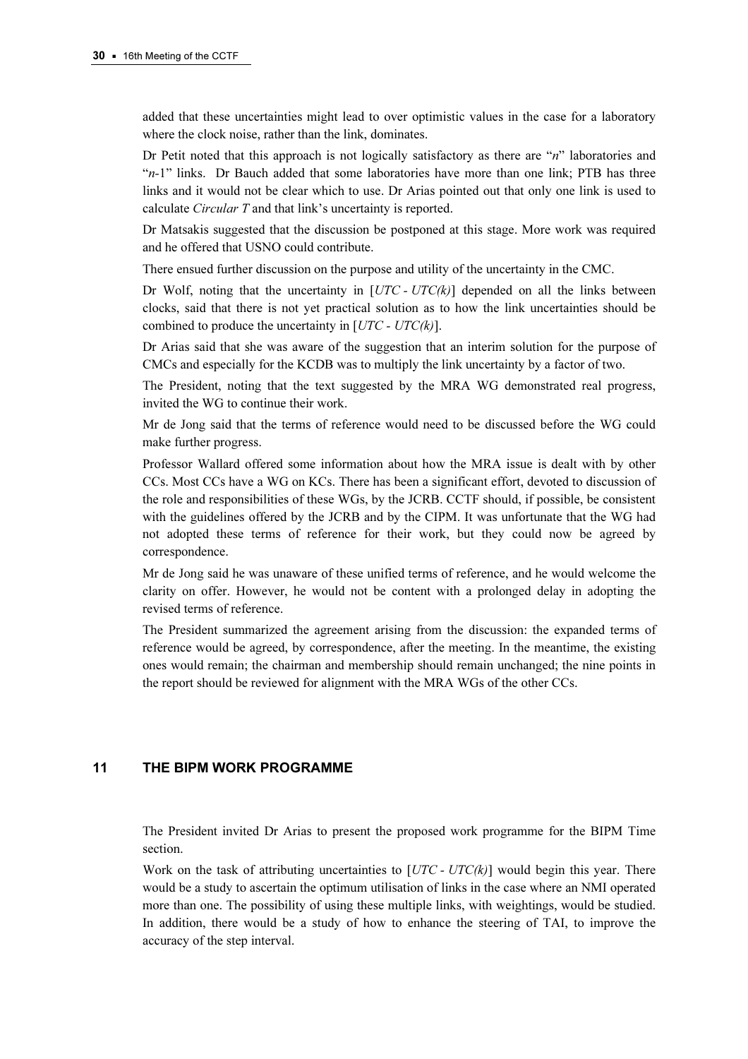added that these uncertainties might lead to over optimistic values in the case for a laboratory where the clock noise, rather than the link, dominates.

Dr Petit noted that this approach is not logically satisfactory as there are "$n$" laboratories and "$n$-1" links. Dr Bauch added that some laboratories have more than one link; PTB has three links and it would not be clear which to use. Dr Arias pointed out that only one link is used to calculate *Circular T* and that link's uncertainty is reported.

Dr Matsakis suggested that the discussion be postponed at this stage. More work was required and he offered that USNO could contribute.

There ensued further discussion on the purpose and utility of the uncertainty in the CMC.

Dr Wolf, noting that the uncertainty in [*UTC* - *UTC(k)*] depended on all the links between clocks, said that there is not yet practical solution as to how the link uncertainties should be combined to produce the uncertainty in [*UTC* - *UTC(k)*].

Dr Arias said that she was aware of the suggestion that an interim solution for the purpose of CMCs and especially for the KCDB was to multiply the link uncertainty by a factor of two.

The President, noting that the text suggested by the MRA WG demonstrated real progress, invited the WG to continue their work.

Mr de Jong said that the terms of reference would need to be discussed before the WG could make further progress.

Professor Wallard offered some information about how the MRA issue is dealt with by other CCs. Most CCs have a WG on KCs. There has been a significant effort, devoted to discussion of the role and responsibilities of these WGs, by the JCRB. CCTF should, if possible, be consistent with the guidelines offered by the JCRB and by the CIPM. It was unfortunate that the WG had not adopted these terms of reference for their work, but they could now be agreed by correspondence.

Mr de Jong said he was unaware of these unified terms of reference, and he would welcome the clarity on offer. However, he would not be content with a prolonged delay in adopting the revised terms of reference.

The President summarized the agreement arising from the discussion: the expanded terms of reference would be agreed, by correspondence, after the meeting. In the meantime, the existing ones would remain; the chairman and membership should remain unchanged; the nine points in the report should be reviewed for alignment with the MRA WGs of the other CCs.

## 11 THE BIPM WORK PROGRAMME

The President invited Dr Arias to present the proposed work programme for the BIPM Time section.

Work on the task of attributing uncertainties to [*UTC* - *UTC(k)*] would begin this year. There would be a study to ascertain the optimum utilisation of links in the case where an NMI operated more than one. The possibility of using these multiple links, with weightings, would be studied. In addition, there would be a study of how to enhance the steering of TAI, to improve the accuracy of the step interval.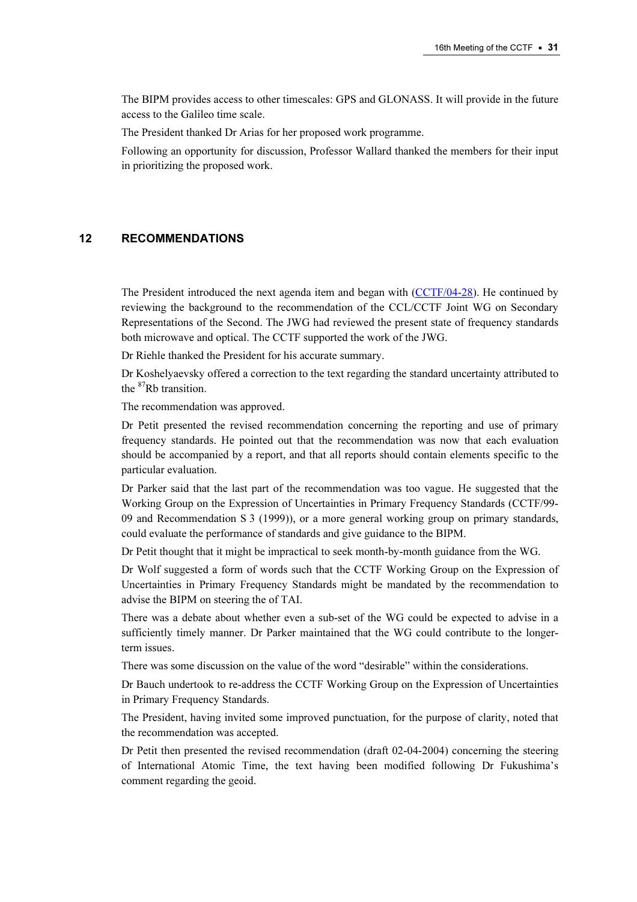The BIPM provides access to other timescales: GPS and GLONASS. It will provide in the future access to the Galileo time scale.

The President thanked Dr Arias for her proposed work programme.

Following an opportunity for discussion, Professor Wallard thanked the members for their input in prioritizing the proposed work.

## 12 RECOMMENDATIONS

The President introduced the next agenda item and began with (CCTF/04-28). He continued by reviewing the background to the recommendation of the CCL/CCTF Joint WG on Secondary Representations of the Second. The JWG had reviewed the present state of frequency standards both microwave and optical. The CCTF supported the work of the JWG.

Dr Riehle thanked the President for his accurate summary.

Dr Koshelyaevsky offered a correction to the text regarding the standard uncertainty attributed to the $^{87}$Rb transition.

The recommendation was approved.

Dr Petit presented the revised recommendation concerning the reporting and use of primary frequency standards. He pointed out that the recommendation was now that each evaluation should be accompanied by a report, and that all reports should contain elements specific to the particular evaluation.

Dr Parker said that the last part of the recommendation was too vague. He suggested that the Working Group on the Expression of Uncertainties in Primary Frequency Standards (CCTF/99-09 and Recommendation S 3 (1999)), or a more general working group on primary standards, could evaluate the performance of standards and give guidance to the BIPM.

Dr Petit thought that it might be impractical to seek month-by-month guidance from the WG.

Dr Wolf suggested a form of words such that the CCTF Working Group on the Expression of Uncertainties in Primary Frequency Standards might be mandated by the recommendation to advise the BIPM on steering the of TAI.

There was a debate about whether even a sub-set of the WG could be expected to advise in a sufficiently timely manner. Dr Parker maintained that the WG could contribute to the longer-term issues.

There was some discussion on the value of the word “desirable” within the considerations.

Dr Bauch undertook to re-address the CCTF Working Group on the Expression of Uncertainties in Primary Frequency Standards.

The President, having invited some improved punctuation, for the purpose of clarity, noted that the recommendation was accepted.

Dr Petit then presented the revised recommendation (draft 02-04-2004) concerning the steering of International Atomic Time, the text having been modified following Dr Fukushima’s comment regarding the geoid.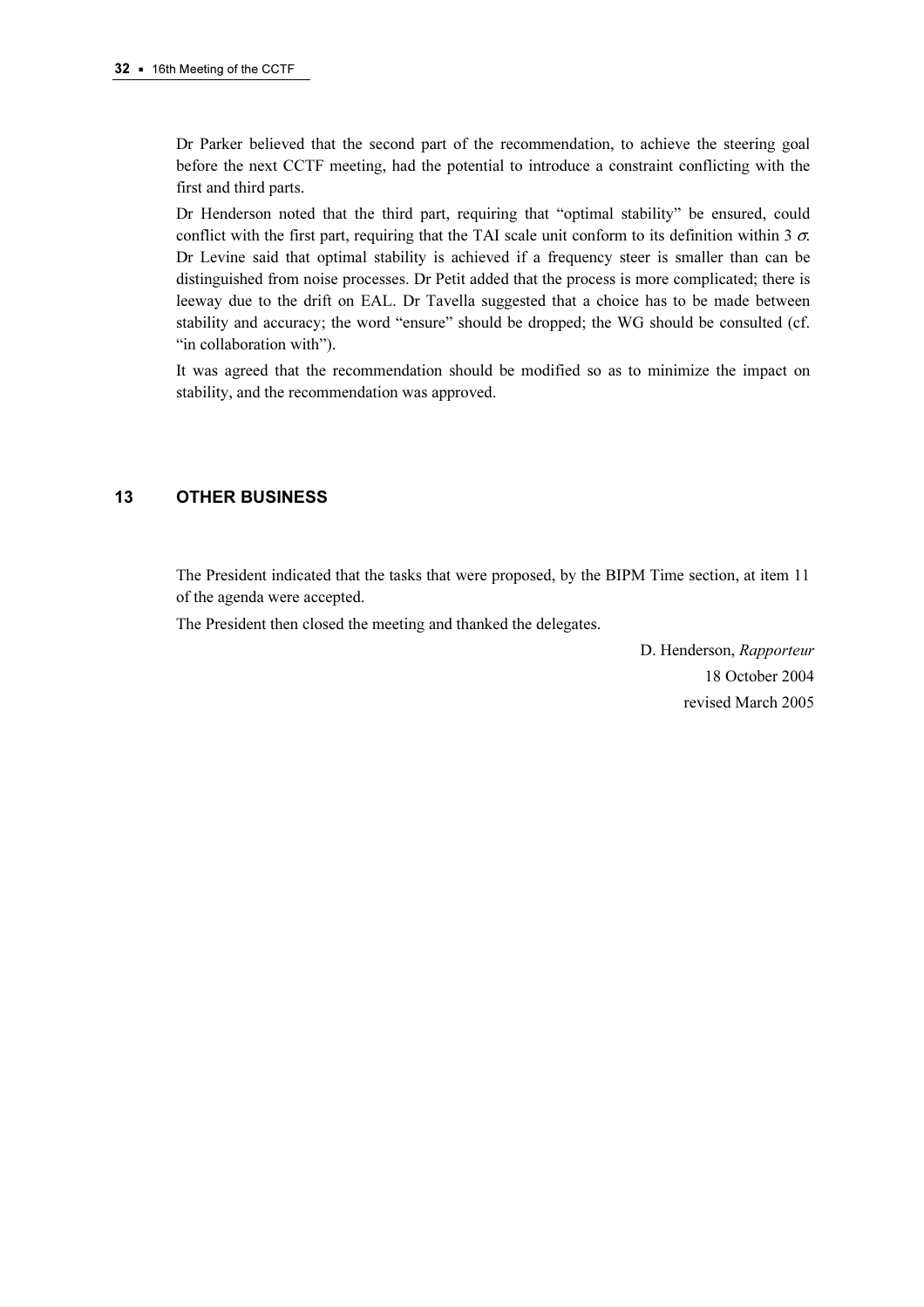Dr Parker believed that the second part of the recommendation, to achieve the steering goal before the next CCTF meeting, had the potential to introduce a constraint conflicting with the first and third parts.

Dr Henderson noted that the third part, requiring that "optimal stability" be ensured, could conflict with the first part, requiring that the TAI scale unit conform to its definition within 3 $\sigma$. Dr Levine said that optimal stability is achieved if a frequency steer is smaller than can be distinguished from noise processes. Dr Petit added that the process is more complicated; there is leeway due to the drift on EAL. Dr Tavella suggested that a choice has to be made between stability and accuracy; the word "ensure" should be dropped; the WG should be consulted (cf. "in collaboration with").

It was agreed that the recommendation should be modified so as to minimize the impact on stability, and the recommendation was approved.

## 13 OTHER BUSINESS

The President indicated that the tasks that were proposed, by the BIPM Time section, at item 11 of the agenda were accepted.

The President then closed the meeting and thanked the delegates.

D. Henderson, *Rapporteur*
18 October 2004
revised March 2005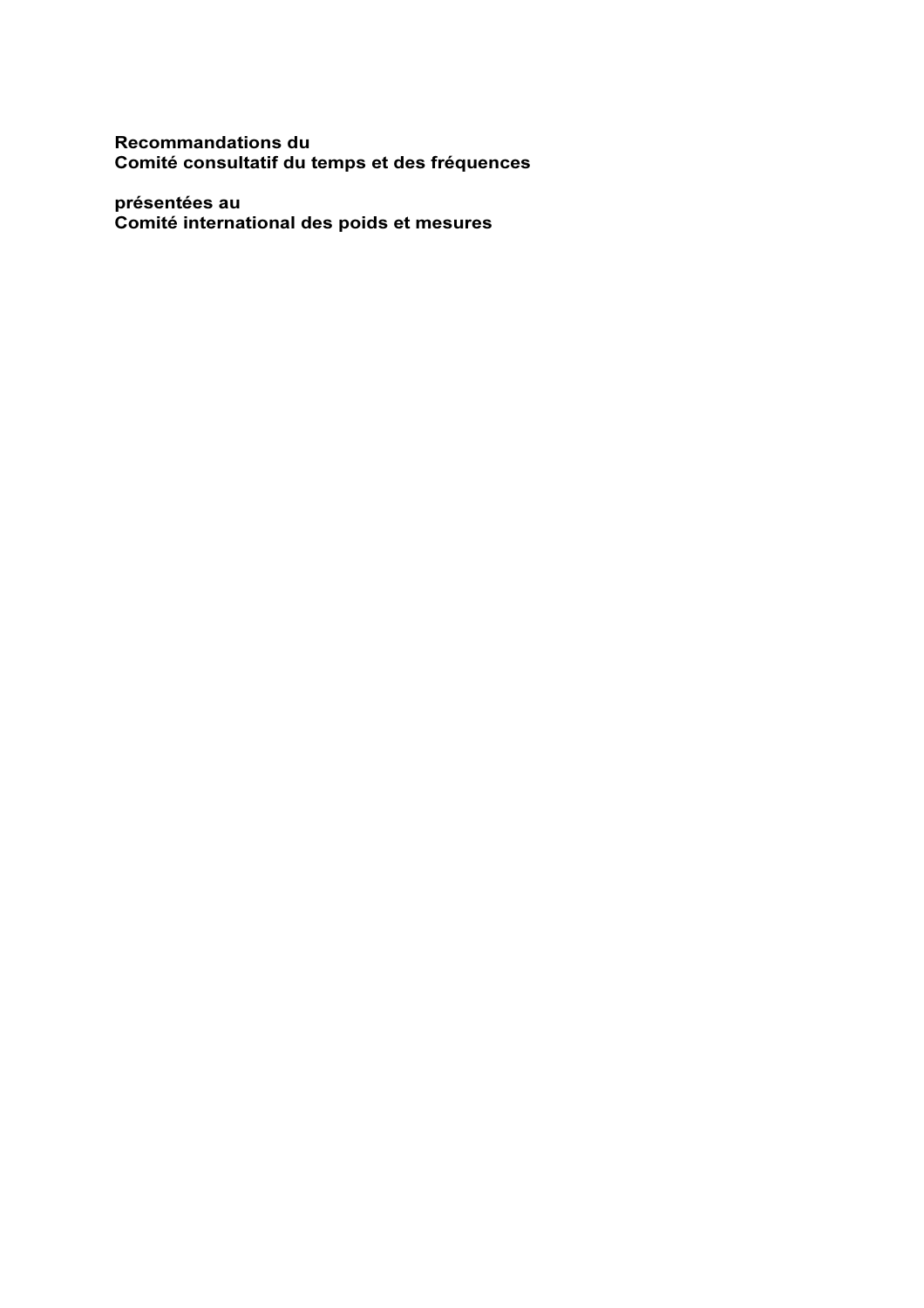**Recommandations du**
**Comité consultatif du temps et des fréquences**

**présentées au**
**Comité international des poids et mesures**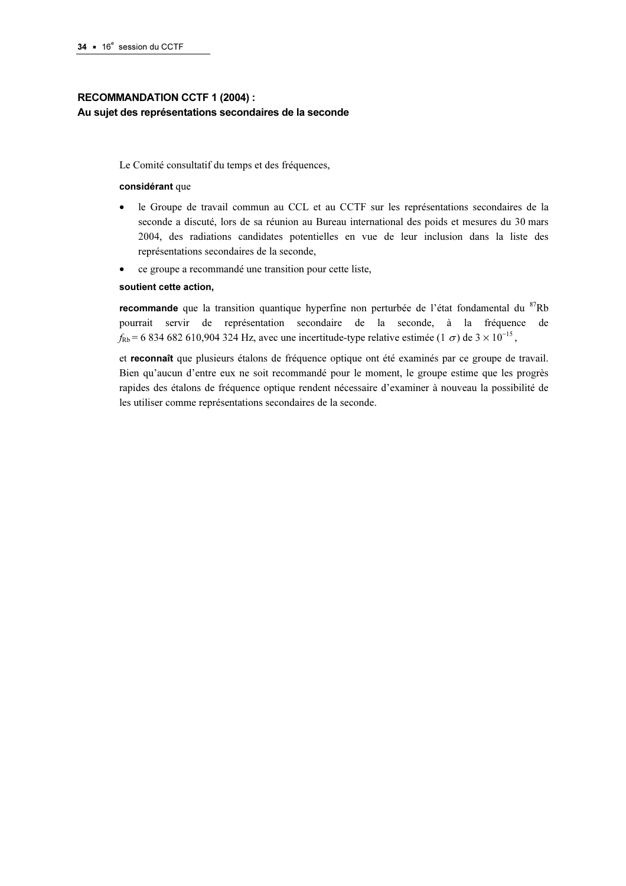## RECOMMANDATION CCTF 1 (2004) :
## Au sujet des représentations secondaires de la seconde

Le Comité consultatif du temps et des fréquences,

**considérant** que

- le Groupe de travail commun au CCL et au CCTF sur les représentations secondaires de la seconde a discuté, lors de sa réunion au Bureau international des poids et mesures du 30 mars 2004, des radiations candidates potentielles en vue de leur inclusion dans la liste des représentations secondaires de la seconde,
- ce groupe a recommandé une transition pour cette liste,

**soutient cette action,**

**recommande** que la transition quantique hyperfine non perturbée de l'état fondamental du $^{87}$Rb pourrait servir de représentation secondaire de la seconde, à la fréquence de $f_{\mathrm{Rb}}$ = 6 834 682 610,904 324 Hz, avec une incertitude-type relative estimée (1 $\sigma$) de $3 \times 10^{-15}$,

et **reconnaît** que plusieurs étalons de fréquence optique ont été examinés par ce groupe de travail. Bien qu'aucun d'entre eux ne soit recommandé pour le moment, le groupe estime que les progrès rapides des étalons de fréquence optique rendent nécessaire d'examiner à nouveau la possibilité de les utiliser comme représentations secondaires de la seconde.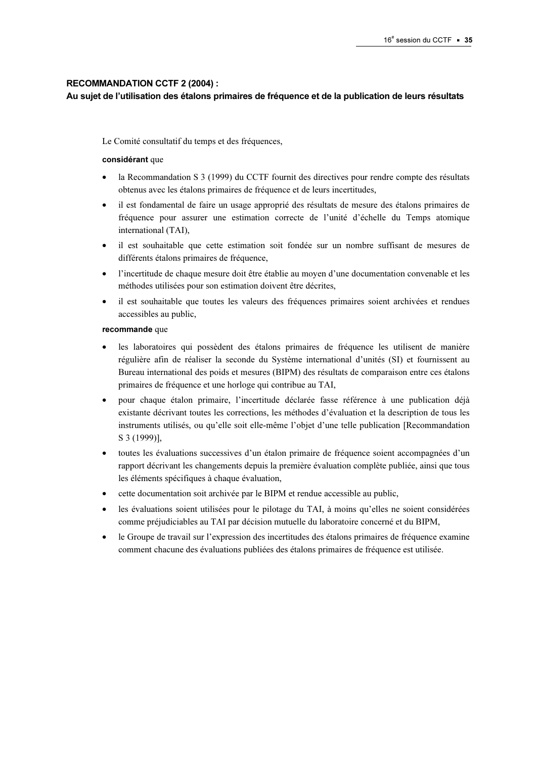**RECOMMANDATION CCTF 2 (2004) :**
**Au sujet de l'utilisation des étalons primaires de fréquence et de la publication de leurs résultats**

Le Comité consultatif du temps et des fréquences,

**considérant** que

- la Recommandation S 3 (1999) du CCTF fournit des directives pour rendre compte des résultats obtenus avec les étalons primaires de fréquence et de leurs incertitudes,
- il est fondamental de faire un usage approprié des résultats de mesure des étalons primaires de fréquence pour assurer une estimation correcte de l'unité d'échelle du Temps atomique international (TAI),
- il est souhaitable que cette estimation soit fondée sur un nombre suffisant de mesures de différents étalons primaires de fréquence,
- l'incertitude de chaque mesure doit être établie au moyen d'une documentation convenable et les méthodes utilisées pour son estimation doivent être décrites,
- il est souhaitable que toutes les valeurs des fréquences primaires soient archivées et rendues accessibles au public,

**recommande** que

- les laboratoires qui possèdent des étalons primaires de fréquence les utilisent de manière régulière afin de réaliser la seconde du Système international d'unités (SI) et fournissent au Bureau international des poids et mesures (BIPM) des résultats de comparaison entre ces étalons primaires de fréquence et une horloge qui contribue au TAI,
- pour chaque étalon primaire, l'incertitude déclarée fasse référence à une publication déjà existante décrivant toutes les corrections, les méthodes d'évaluation et la description de tous les instruments utilisés, ou qu'elle soit elle-même l'objet d'une telle publication [Recommandation S 3 (1999)],
- toutes les évaluations successives d'un étalon primaire de fréquence soient accompagnées d'un rapport décrivant les changements depuis la première évaluation complète publiée, ainsi que tous les éléments spécifiques à chaque évaluation,
- cette documentation soit archivée par le BIPM et rendue accessible au public,
- les évaluations soient utilisées pour le pilotage du TAI, à moins qu'elles ne soient considérées comme préjudiciables au TAI par décision mutuelle du laboratoire concerné et du BIPM,
- le Groupe de travail sur l'expression des incertitudes des étalons primaires de fréquence examine comment chacune des évaluations publiées des étalons primaires de fréquence est utilisée.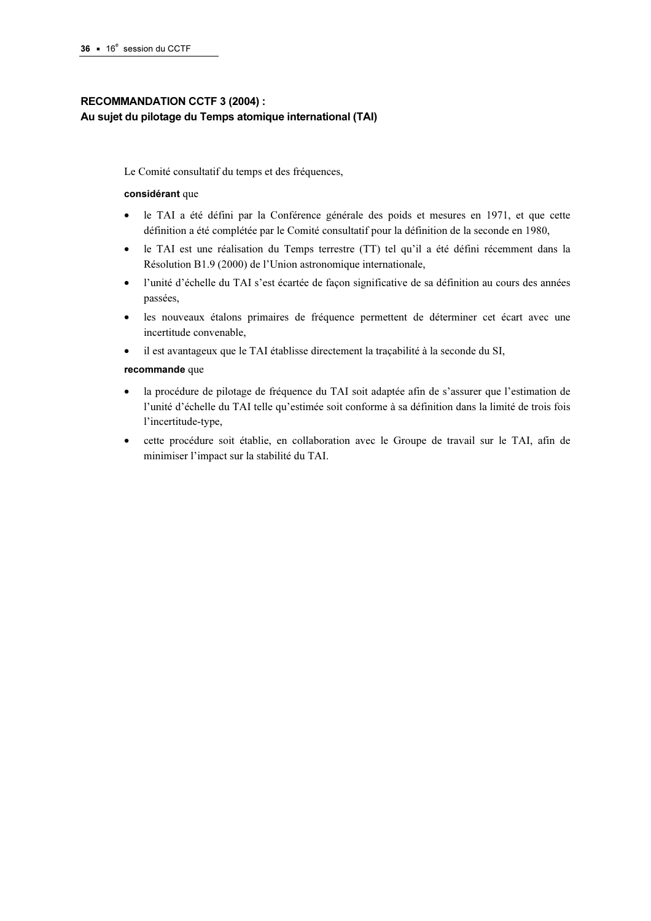## RECOMMANDATION CCTF 3 (2004) : Au sujet du pilotage du Temps atomique international (TAI)

Le Comité consultatif du temps et des fréquences,

**considérant** que

- le TAI a été défini par la Conférence générale des poids et mesures en 1971, et que cette définition a été complétée par le Comité consultatif pour la définition de la seconde en 1980,
- le TAI est une réalisation du Temps terrestre (TT) tel qu'il a été défini récemment dans la Résolution B1.9 (2000) de l'Union astronomique internationale,
- l'unité d'échelle du TAI s'est écartée de façon significative de sa définition au cours des années passées,
- les nouveaux étalons primaires de fréquence permettent de déterminer cet écart avec une incertitude convenable,
- il est avantageux que le TAI établisse directement la traçabilité à la seconde du SI,

**recommande** que

- la procédure de pilotage de fréquence du TAI soit adaptée afin de s'assurer que l'estimation de l'unité d'échelle du TAI telle qu'estimée soit conforme à sa définition dans la limite de trois fois l'incertitude-type,
- cette procédure soit établie, en collaboration avec le Groupe de travail sur le TAI, afin de minimiser l'impact sur la stabilité du TAI.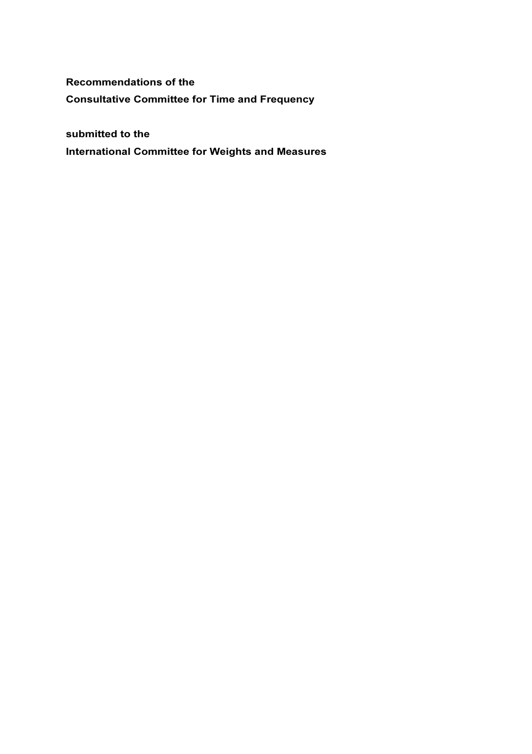**Recommendations of the**
**Consultative Committee for Time and Frequency**

**submitted to the**
**International Committee for Weights and Measures**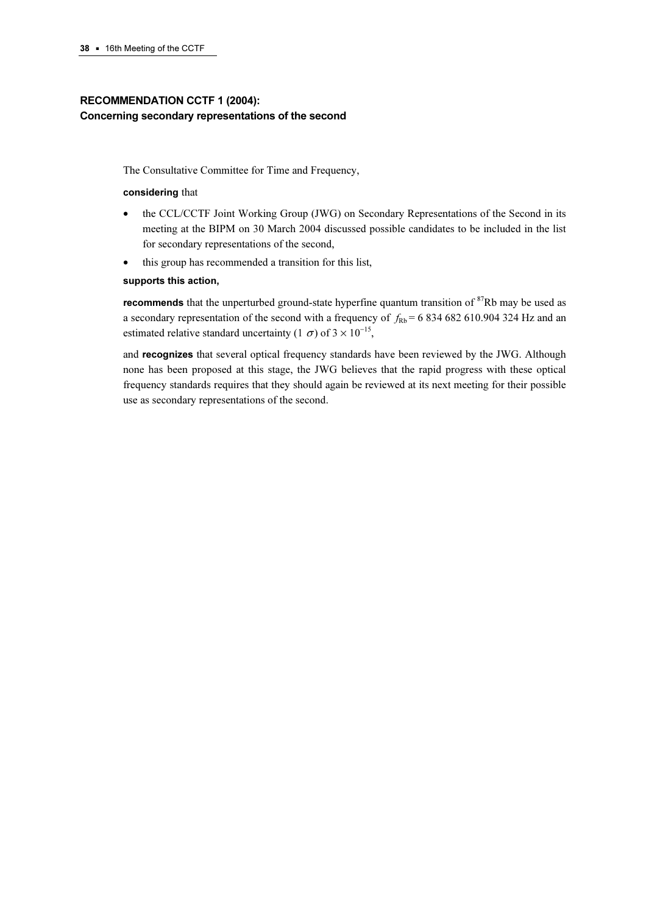## RECOMMENDATION CCTF 1 (2004):
## Concerning secondary representations of the second

The Consultative Committee for Time and Frequency,

**considering** that

- the CCL/CCTF Joint Working Group (JWG) on Secondary Representations of the Second in its meeting at the BIPM on 30 March 2004 discussed possible candidates to be included in the list for secondary representations of the second,
- this group has recommended a transition for this list,

**supports this action,**

**recommends** that the unperturbed ground-state hyperfine quantum transition of $^{87}$Rb may be used as a secondary representation of the second with a frequency of $f_{\mathrm{Rb}}$ = 6 834 682 610.904 324 Hz and an estimated relative standard uncertainty (1 $\sigma$) of $3 \times 10^{-15}$,

and **recognizes** that several optical frequency standards have been reviewed by the JWG. Although none has been proposed at this stage, the JWG believes that the rapid progress with these optical frequency standards requires that they should again be reviewed at its next meeting for their possible use as secondary representations of the second.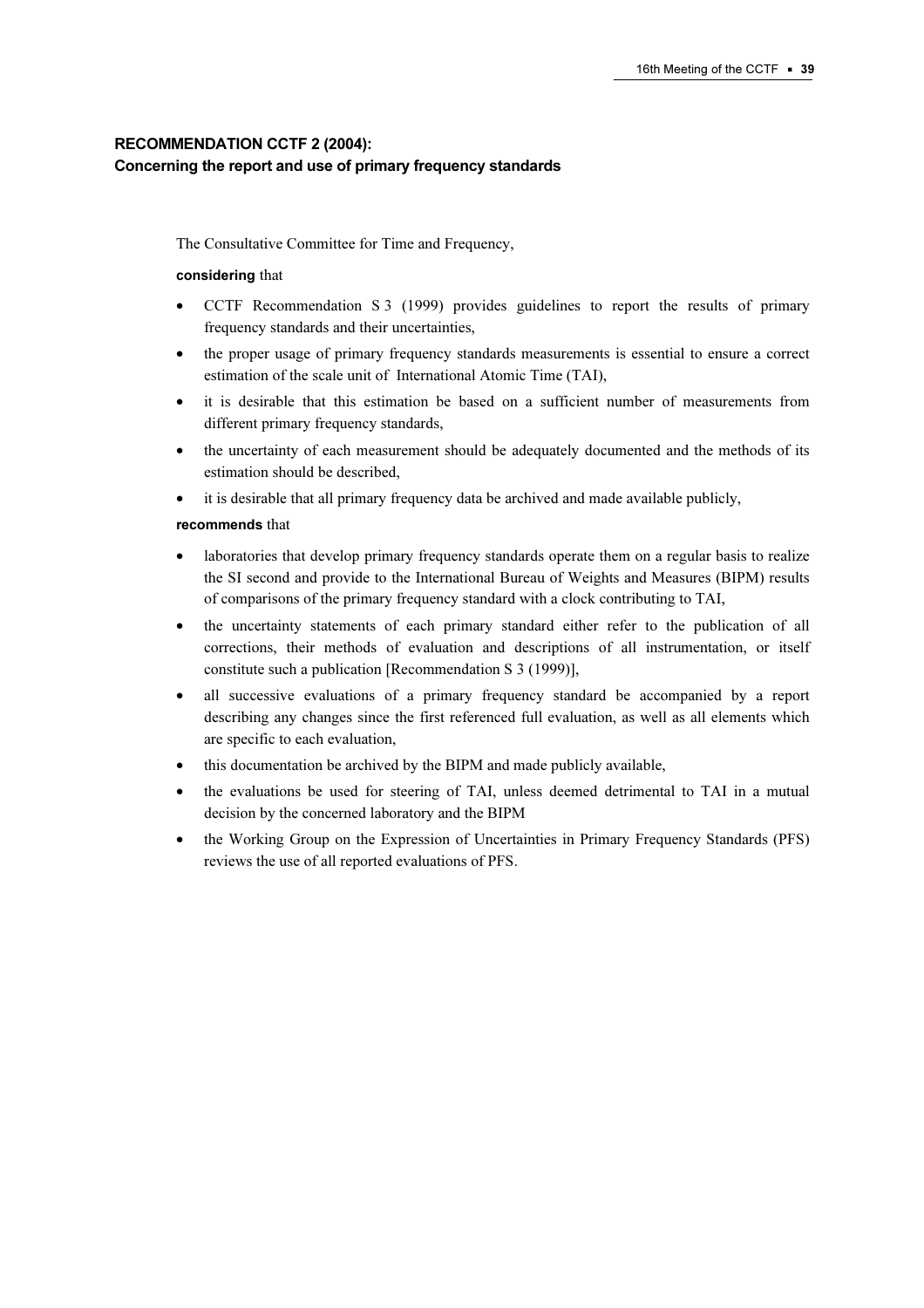## RECOMMENDATION CCTF 2 (2004):
## Concerning the report and use of primary frequency standards

The Consultative Committee for Time and Frequency,

**considering** that

- CCTF Recommendation S 3 (1999) provides guidelines to report the results of primary frequency standards and their uncertainties,
- the proper usage of primary frequency standards measurements is essential to ensure a correct estimation of the scale unit of International Atomic Time (TAI),
- it is desirable that this estimation be based on a sufficient number of measurements from different primary frequency standards,
- the uncertainty of each measurement should be adequately documented and the methods of its estimation should be described,
- it is desirable that all primary frequency data be archived and made available publicly,

**recommends** that

- laboratories that develop primary frequency standards operate them on a regular basis to realize the SI second and provide to the International Bureau of Weights and Measures (BIPM) results of comparisons of the primary frequency standard with a clock contributing to TAI,
- the uncertainty statements of each primary standard either refer to the publication of all corrections, their methods of evaluation and descriptions of all instrumentation, or itself constitute such a publication [Recommendation S 3 (1999)],
- all successive evaluations of a primary frequency standard be accompanied by a report describing any changes since the first referenced full evaluation, as well as all elements which are specific to each evaluation,
- this documentation be archived by the BIPM and made publicly available,
- the evaluations be used for steering of TAI, unless deemed detrimental to TAI in a mutual decision by the concerned laboratory and the BIPM
- the Working Group on the Expression of Uncertainties in Primary Frequency Standards (PFS) reviews the use of all reported evaluations of PFS.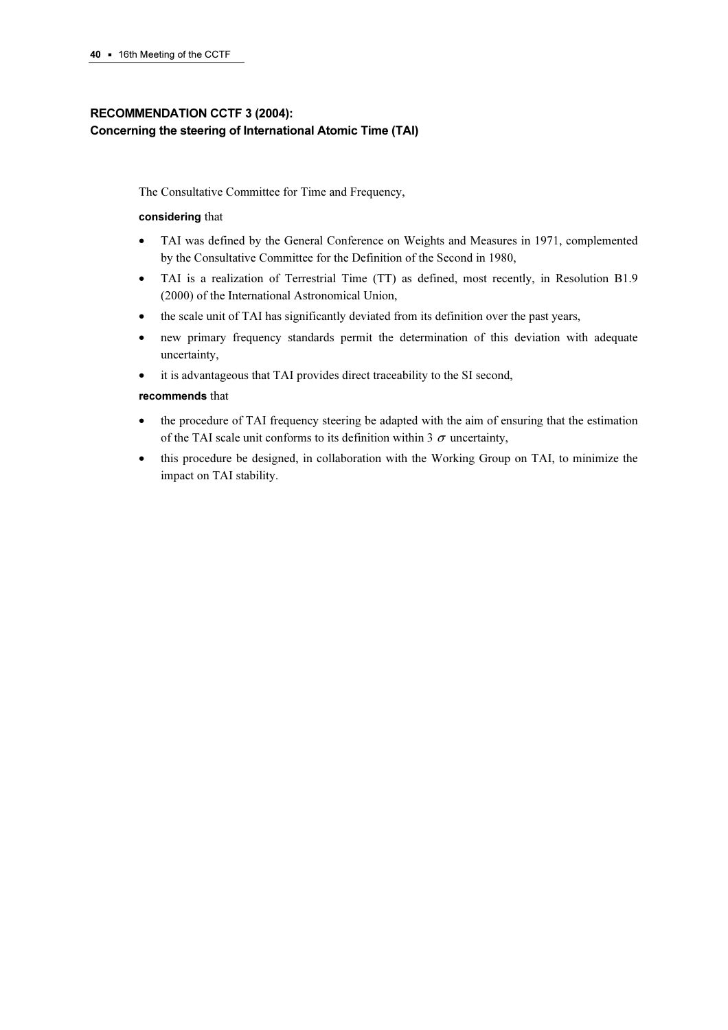### RECOMMENDATION CCTF 3 (2004):
### Concerning the steering of International Atomic Time (TAI)

The Consultative Committee for Time and Frequency,

**considering** that

- TAI was defined by the General Conference on Weights and Measures in 1971, complemented by the Consultative Committee for the Definition of the Second in 1980,
- TAI is a realization of Terrestrial Time (TT) as defined, most recently, in Resolution B1.9 (2000) of the International Astronomical Union,
- the scale unit of TAI has significantly deviated from its definition over the past years,
- new primary frequency standards permit the determination of this deviation with adequate uncertainty,
- it is advantageous that TAI provides direct traceability to the SI second,

**recommends** that

- the procedure of TAI frequency steering be adapted with the aim of ensuring that the estimation of the TAI scale unit conforms to its definition within 3 $\sigma$ uncertainty,
- this procedure be designed, in collaboration with the Working Group on TAI, to minimize the impact on TAI stability.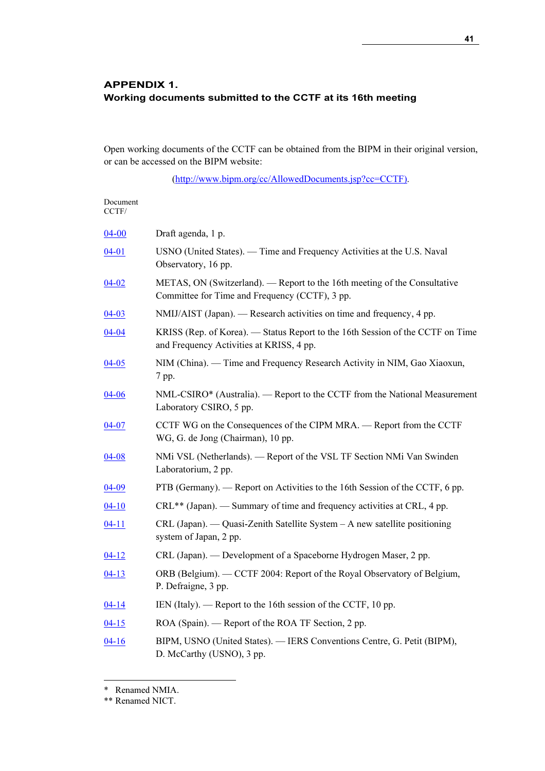## APPENDIX 1.
## Working documents submitted to the CCTF at its 16th meeting

Open working documents of the CCTF can be obtained from the BIPM in their original version, or can be accessed on the BIPM website:

(http://www.bipm.org/cc/AllowedDocuments.jsp?cc=CCTF).

| Document CCTF/ | |
|---|---|
| 04-00 | Draft agenda, 1 p. |
| 04-01 | USNO (United States). — Time and Frequency Activities at the U.S. Naval Observatory, 16 pp. |
| 04-02 | METAS, ON (Switzerland). — Report to the 16th meeting of the Consultative Committee for Time and Frequency (CCTF), 3 pp. |
| 04-03 | NMIJ/AIST (Japan). — Research activities on time and frequency, 4 pp. |
| 04-04 | KRISS (Rep. of Korea). — Status Report to the 16th Session of the CCTF on Time and Frequency Activities at KRISS, 4 pp. |
| 04-05 | NIM (China). — Time and Frequency Research Activity in NIM, Gao Xiaoxun, 7 pp. |
| 04-06 | NML-CSIRO* (Australia). — Report to the CCTF from the National Measurement Laboratory CSIRO, 5 pp. |
| 04-07 | CCTF WG on the Consequences of the CIPM MRA. — Report from the CCTF WG, G. de Jong (Chairman), 10 pp. |
| 04-08 | NMi VSL (Netherlands). — Report of the VSL TF Section NMi Van Swinden Laboratorium, 2 pp. |
| 04-09 | PTB (Germany). — Report on Activities to the 16th Session of the CCTF, 6 pp. |
| 04-10 | CRL** (Japan). — Summary of time and frequency activities at CRL, 4 pp. |
| 04-11 | CRL (Japan). — Quasi-Zenith Satellite System – A new satellite positioning system of Japan, 2 pp. |
| 04-12 | CRL (Japan). — Development of a Spaceborne Hydrogen Maser, 2 pp. |
| 04-13 | ORB (Belgium). — CCTF 2004: Report of the Royal Observatory of Belgium, P. Defraigne, 3 pp. |
| 04-14 | IEN (Italy). — Report to the 16th session of the CCTF, 10 pp. |
| 04-15 | ROA (Spain). — Report of the ROA TF Section, 2 pp. |
| 04-16 | BIPM, USNO (United States). — IERS Conventions Centre, G. Petit (BIPM), D. McCarthy (USNO), 3 pp. |

\* Renamed NMIA.
\*\* Renamed NICT.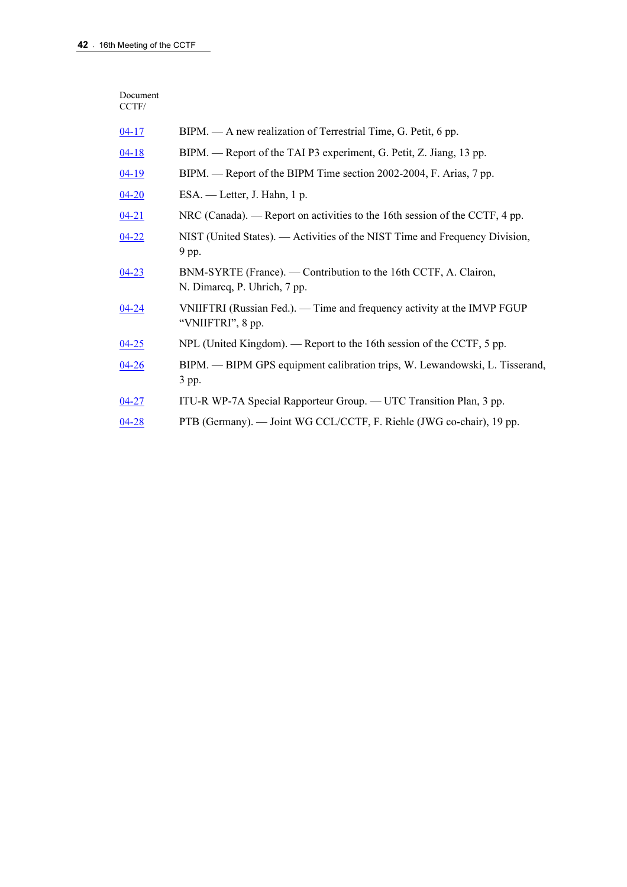Document
CCTF/

| | |
|---|---|
| 04-17 | BIPM. — A new realization of Terrestrial Time, G. Petit, 6 pp. |
| 04-18 | BIPM. — Report of the TAI P3 experiment, G. Petit, Z. Jiang, 13 pp. |
| 04-19 | BIPM. — Report of the BIPM Time section 2002-2004, F. Arias, 7 pp. |
| 04-20 | ESA. — Letter, J. Hahn, 1 p. |
| 04-21 | NRC (Canada). — Report on activities to the 16th session of the CCTF, 4 pp. |
| 04-22 | NIST (United States). — Activities of the NIST Time and Frequency Division, 9 pp. |
| 04-23 | BNM-SYRTE (France). — Contribution to the 16th CCTF, A. Clairon, N. Dimarcq, P. Uhrich, 7 pp. |
| 04-24 | VNIIFTRI (Russian Fed.). — Time and frequency activity at the IMVP FGUP “VNIIFTRI”, 8 pp. |
| 04-25 | NPL (United Kingdom). — Report to the 16th session of the CCTF, 5 pp. |
| 04-26 | BIPM. — BIPM GPS equipment calibration trips, W. Lewandowski, L. Tisserand, 3 pp. |
| 04-27 | ITU-R WP-7A Special Rapporteur Group. — UTC Transition Plan, 3 pp. |
| 04-28 | PTB (Germany). — Joint WG CCL/CCTF, F. Riehle (JWG co-chair), 19 pp. |